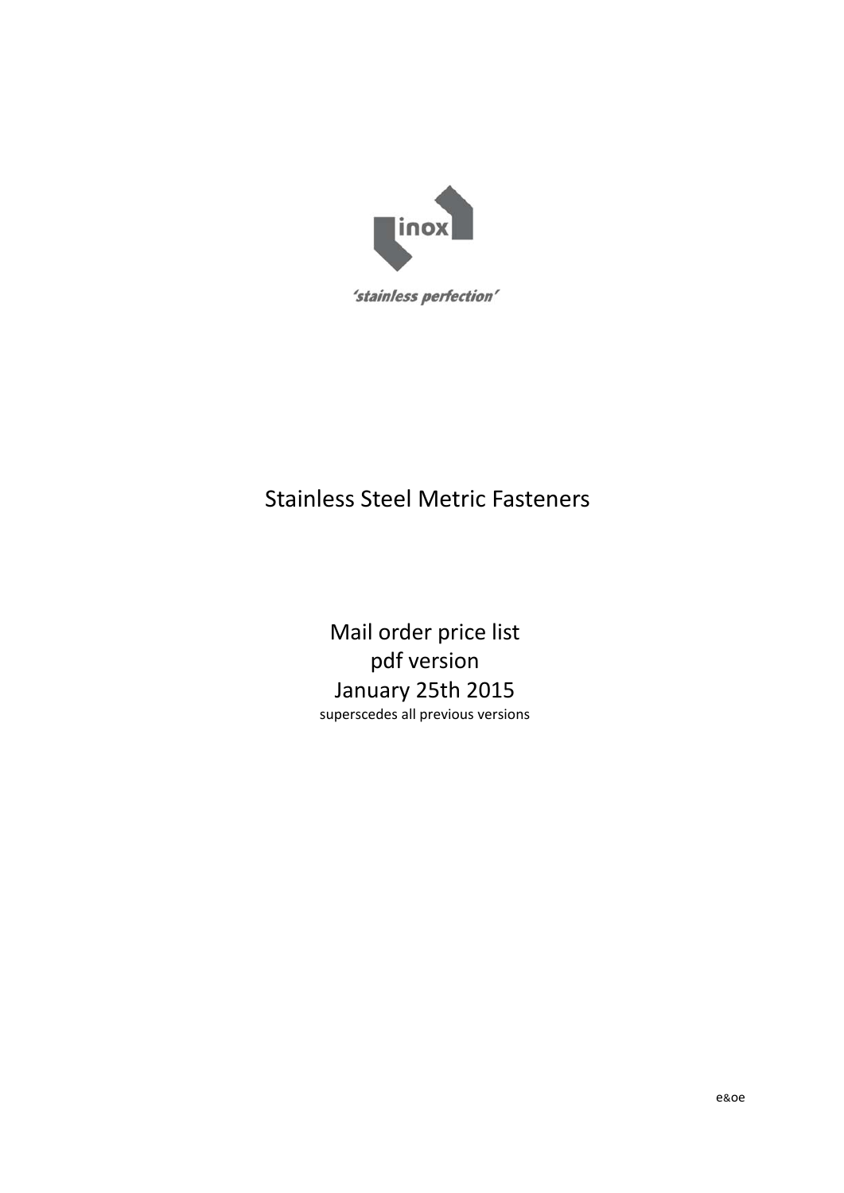inox

*'stainless perfection'*

# Stainless Steel Metric Fasteners

Mail order price list

pdf version

January 25th 2015

superscedes all previous versions

e&oe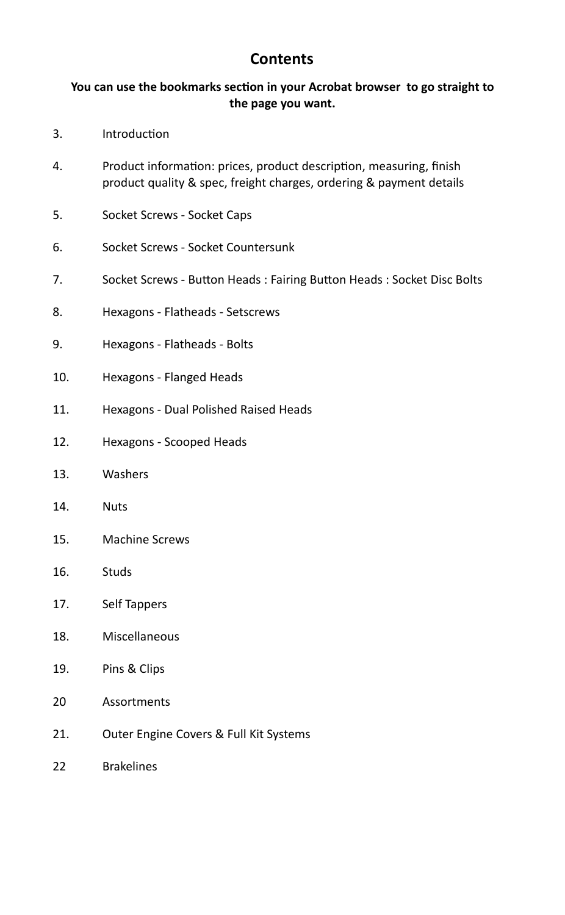# Contents

**You can use the bookmarks section in your Acrobat browser to go straight to the page you want.**

3. Introduction

4. Product information: prices, product description, measuring, finish product quality & spec, freight charges, ordering & payment details

5. Socket Screws - Socket Caps

6. Socket Screws - Socket Countersunk

7. Socket Screws - Button Heads : Fairing Button Heads : Socket Disc Bolts

8. Hexagons - Flatheads - Setscrews

9. Hexagons - Flatheads - Bolts

10. Hexagons - Flanged Heads

11. Hexagons - Dual Polished Raised Heads

12. Hexagons - Scooped Heads

13. Washers

14. Nuts

15. Machine Screws

16. Studs

17. Self Tappers

18. Miscellaneous

19. Pins & Clips

20 Assortments

21. Outer Engine Covers & Full Kit Systems

22 Brakelines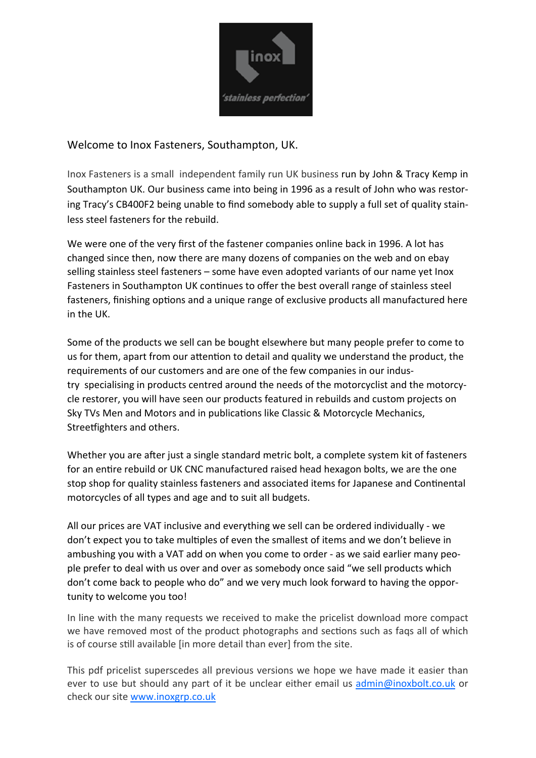Welcome to Inox Fasteners, Southampton, UK.

Inox Fasteners is a small independent family run UK business run by John & Tracy Kemp in Southampton UK. Our business came into being in 1996 as a result of John who was restoring Tracy's CB400F2 being unable to find somebody able to supply a full set of quality stainless steel fasteners for the rebuild.

We were one of the very first of the fastener companies online back in 1996. A lot has changed since then, now there are many dozens of companies on the web and on ebay selling stainless steel fasteners – some have even adopted variants of our name yet Inox Fasteners in Southampton UK continues to offer the best overall range of stainless steel fasteners, finishing options and a unique range of exclusive products all manufactured here in the UK.

Some of the products we sell can be bought elsewhere but many people prefer to come to us for them, apart from our attention to detail and quality we understand the product, the requirements of our customers and are one of the few companies in our industry specialising in products centred around the needs of the motorcyclist and the motorcycle restorer, you will have seen our products featured in rebuilds and custom projects on Sky TVs Men and Motors and in publications like Classic & Motorcycle Mechanics, Streetfighters and others.

Whether you are after just a single standard metric bolt, a complete system kit of fasteners for an entire rebuild or UK CNC manufactured raised head hexagon bolts, we are the one stop shop for quality stainless fasteners and associated items for Japanese and Continental motorcycles of all types and age and to suit all budgets.

All our prices are VAT inclusive and everything we sell can be ordered individually - we don't expect you to take multiples of even the smallest of items and we don't believe in ambushing you with a VAT add on when you come to order - as we said earlier many people prefer to deal with us over and over as somebody once said "we sell products which don't come back to people who do" and we very much look forward to having the opportunity to welcome you too!

In line with the many requests we received to make the pricelist download more compact we have removed most of the product photographs and sections such as faqs all of which is of course still available [in more detail than ever] from the site.

This pdf pricelist superscedes all previous versions we hope we have made it easier than ever to use but should any part of it be unclear either email us admin@inoxbolt.co.uk or check our site www.inoxgrp.co.uk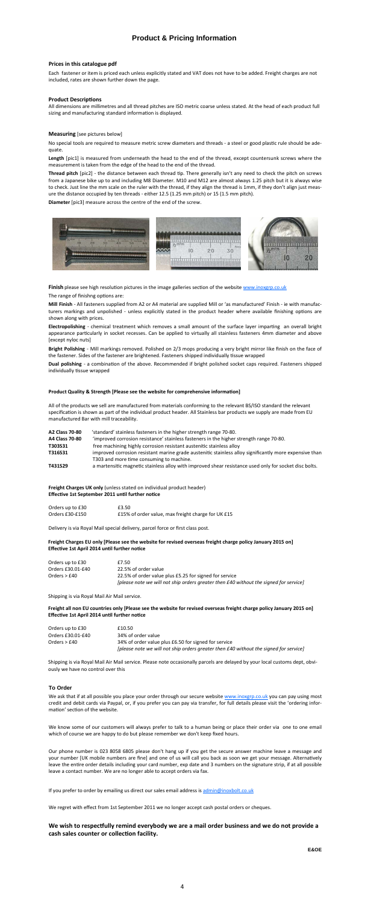# Product & Pricing Information

### Prices in this catalogue pdf

Each fastener or item is priced each unless explicitly stated and VAT does not have to be added. Freight charges are not included, rates are shown further down the page.

### Product Descriptions

All dimensions are millimetres and all thread pitches are ISO metric coarse unless stated. At the head of each product full sizing and manufacturing standard information is displayed.

### Measuring [see pictures below]

No special tools are required to measure metric screw diameters and threads - a steel or good plastic rule should be adequate.

**Length** [pic1] is measured from underneath the head to the end of the thread, except countersunk screws where the measurement is taken from the edge of the head to the end of the thread.

**Thread pitch** [pic2] - the distance between each thread tip. There generally isn't any need to check the pitch on screws from a Japanese bike up to and including M8 Diameter. M10 and M12 are almost always 1.25 pitch but it is always wise to check. Just line the mm scale on the ruler with the thread, if they align the thread is 1mm, if they don't align just measure the distance occupied by ten threads - either 12.5 (1.25 mm pitch) or 15 (1.5 mm pitch).

**Diameter** [pic3] measure across the centre of the end of the screw.

**Finish** please see high resolution pictures in the image galleries section of the website www.inoxgrp.co.uk

The range of finishng options are:

**Mill Finish** - All fasteners supplied from A2 or A4 material are supplied Mill or 'as manufactured' Finish - ie with manufacturers markings and unpolished - unless explicitly stated in the product header where available finishing options are shown along with prices.

**Electropolishing** - chemical treatment which removes a small amount of the surface layer imparting an overall bright appearance particularly in socket recesses. Can be applied to virtually all stainless fasteners 4mm diameter and above [except nyloc nuts]

**Bright Polishing** - Mill markings removed. Polished on 2/3 mops producing a very bright mirror like finish on the face of the fastener. Sides of the fastener are brightened. Fasteners shipped individually tissue wrapped

**Dual polishing** - a combination of the above. Recommended if bright polished socket caps required. Fasteners shipped individually tissue wrapped

### Product Quality & Strength [Please see the website for comprehensive information]

All of the products we sell are manufactured from materials conforming to the relevant BS/ISO standard the relevant specification is shown as part of the individual product header. All Stainless bar products we supply are made from EU manufactured Bar with mill traceability.

| | |
|---|---|
| **A2 Class 70-80** | 'standard' stainless fasteners in the higher strength range 70-80. |
| **A4 Class 70-80** | 'improved corrosion resistance' stainless fasteners in the higher strength range 70-80. |
| **T303S31** | free machining highly corrosion resistant austenitic stainless alloy |
| **T316S31** | improved corrosion resistant marine grade austenitic stainless alloy significantly more expensive than T303 and more time consuming to machine. |
| **T431S29** | a martensitic magnetic stainless alloy with improved shear resistance used only for socket disc bolts. |

**Freight Charges UK only** (unless stated on individual product header)
**Effective 1st September 2011 until further notice**

| | |
|---|---|
| Orders up to £30 | £3.50 |
| Orders £30-£150 | £15% of order value, max freight charge for UK £15 |

Delivery is via Royal Mail special delivery, parcel force or first class post.

**Freight Charges EU only [Please see the website for revised overseas freight charge policy January 2015 on]**
**Effective 1st April 2014 until further notice**

| | |
|---|---|
| Orders up to £30 | £7.50 |
| Orders £30.01-£40 | 22.5% of order value |
| Orders > £40 | 22.5% of order value plus £5.25 for signed for service<br>*[please note we will not ship orders greater then £40 without the signed for service]* |

Shipping is via Royal Mail Air Mail service.

**Freight all non EU countries only [Please see the website for revised overseas freight charge policy January 2015 on]**
**Effective 1st April 2014 until further notice**

| | |
|---|---|
| Orders up to £30 | £10.50 |
| Orders £30.01-£40 | 34% of order value |
| Orders > £40 | 34% of order value plus £6.50 for signed for service<br>*[please note we will not ship orders greater then £40 without the signed for service]* |

Shipping is via Royal Mail Air Mail service. Please note occasionally parcels are delayed by your local customs dept, obviously we have no control over this

### To Order

We ask that if at all possible you place your order through our secure website www.inoxgrp.co.uk you can pay using most credit and debit cards via Paypal, or, if you prefer you can pay via transfer, for full details please visit the 'ordering information' section of the website.

We know some of our customers will always prefer to talk to a human being or place their order via one to one email which of course we are happy to do but please remember we don't keep fixed hours.

Our phone number is 023 8058 6805 please don't hang up if you get the secure answer machine leave a message and your number [UK mobile numbers are fine] and one of us will call you back as soon we get your message. Alternatively leave the entire order details including your card number, exp date and 3 numbers on the signature strip, if at all possible leave a contact number. We are no longer able to accept orders via fax.

If you prefer to order by emailing us direct our sales email address is admin@inoxbolt.co.uk

We regret with effect from 1st September 2011 we no longer accept cash postal orders or cheques.

**We wish to respectfully remind everybody we are a mail order business and we do not provide a cash sales counter or collection facility.**

**E&OE**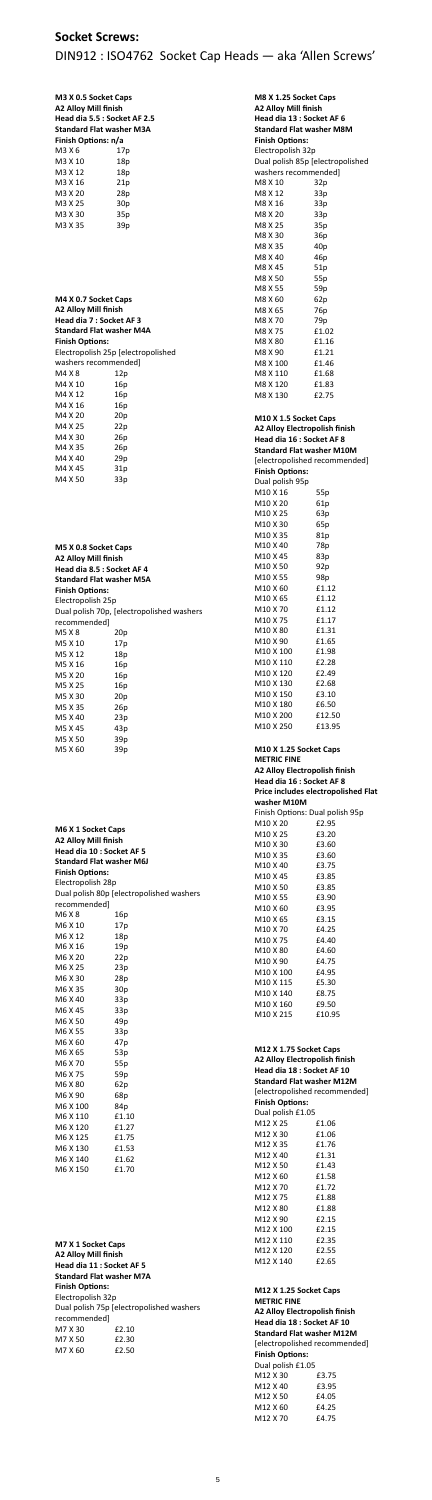# Socket Screws:

## DIN912 : ISO4762 Socket Cap Heads — aka 'Allen Screws'

**M3 X 0.5 Socket Caps**
**A2 Alloy Mill finish**
**Head dia 5.5 : Socket AF 2.5**
**Standard Flat washer M3A**
**Finish Options: n/a**

| Size | Price |
|---|---|
| M3 X 6 | 17p |
| M3 X 10 | 18p |
| M3 X 12 | 18p |
| M3 X 16 | 21p |
| M3 X 20 | 28p |
| M3 X 25 | 30p |
| M3 X 30 | 35p |
| M3 X 35 | 39p |

**M4 X 0.7 Socket Caps**
**A2 Alloy Mill finish**
**Head dia 7 : Socket AF 3**
**Standard Flat washer M4A**
**Finish Options:**
Electropolish 25p [electropolished washers recommended]

| Size | Price |
|---|---|
| M4 X 8 | 12p |
| M4 X 10 | 16p |
| M4 X 12 | 16p |
| M4 X 16 | 16p |
| M4 X 20 | 20p |
| M4 X 25 | 22p |
| M4 X 30 | 26p |
| M4 X 35 | 26p |
| M4 X 40 | 29p |
| M4 X 45 | 31p |
| M4 X 50 | 33p |

**M5 X 0.8 Socket Caps**
**A2 Alloy Mill finish**
**Head dia 8.5 : Socket AF 4**
**Standard Flat washer M5A**
**Finish Options:**
Electropolish 25p
Dual polish 70p, [electropolished washers recommended]

| Size | Price |
|---|---|
| M5 X 8 | 20p |
| M5 X 10 | 17p |
| M5 X 12 | 18p |
| M5 X 16 | 16p |
| M5 X 20 | 16p |
| M5 X 25 | 16p |
| M5 X 30 | 20p |
| M5 X 35 | 26p |
| M5 X 40 | 23p |
| M5 X 45 | 43p |
| M5 X 50 | 39p |
| M5 X 60 | 39p |

**M6 X 1 Socket Caps**
**A2 Alloy Mill finish**
**Head dia 10 : Socket AF 5**
**Standard Flat washer M6J**
**Finish Options:**
Electropolish 28p
Dual polish 80p [electropolished washers recommended]

| Size | Price |
|---|---|
| M6 X 8 | 16p |
| M6 X 10 | 17p |
| M6 X 12 | 18p |
| M6 X 16 | 19p |
| M6 X 20 | 22p |
| M6 X 25 | 23p |
| M6 X 30 | 28p |
| M6 X 35 | 30p |
| M6 X 40 | 33p |
| M6 X 45 | 33p |
| M6 X 50 | 49p |
| M6 X 55 | 33p |
| M6 X 60 | 47p |
| M6 X 65 | 53p |
| M6 X 70 | 55p |
| M6 X 75 | 59p |
| M6 X 80 | 62p |
| M6 X 90 | 68p |
| M6 X 100 | 84p |
| M6 X 110 | £1.10 |
| M6 X 120 | £1.27 |
| M6 X 125 | £1.75 |
| M6 X 130 | £1.53 |
| M6 X 140 | £1.62 |
| M6 X 150 | £1.70 |

**M7 X 1 Socket Caps**
**A2 Alloy Mill finish**
**Head dia 11 : Socket AF 5**
**Standard Flat washer M7A**
**Finish Options:**
Electropolish 32p
Dual polish 75p [electropolished washers recommended]

| Size | Price |
|---|---|
| M7 X 30 | £2.10 |
| M7 X 50 | £2.30 |
| M7 X 60 | £2.50 |

**M8 X 1.25 Socket Caps**
**A2 Alloy Mill finish**
**Head dia 13 : Socket AF 6**
**Standard Flat washer M8M**
**Finish Options:**
Electropolish 32p
Dual polish 85p [electropolished washers recommended]

| Size | Price |
|---|---|
| M8 X 10 | 32p |
| M8 X 12 | 33p |
| M8 X 16 | 33p |
| M8 X 20 | 33p |
| M8 X 25 | 35p |
| M8 X 30 | 36p |
| M8 X 35 | 40p |
| M8 X 40 | 46p |
| M8 X 45 | 51p |
| M8 X 50 | 55p |
| M8 X 55 | 59p |
| M8 X 60 | 62p |
| M8 X 65 | 76p |
| M8 X 70 | 79p |
| M8 X 75 | £1.02 |
| M8 X 80 | £1.16 |
| M8 X 90 | £1.21 |
| M8 X 100 | £1.46 |
| M8 X 110 | £1.68 |
| M8 X 120 | £1.83 |
| M8 X 130 | £2.75 |

**M10 X 1.5 Socket Caps**
**A2 Alloy Electropolish finish**
**Head dia 16 : Socket AF 8**
**Standard Flat washer M10M**
[electropolished recommended]
**Finish Options:**
Dual polish 95p

| Size | Price |
|---|---|
| M10 X 16 | 55p |
| M10 X 20 | 61p |
| M10 X 25 | 63p |
| M10 X 30 | 65p |
| M10 X 35 | 81p |
| M10 X 40 | 78p |
| M10 X 45 | 83p |
| M10 X 50 | 92p |
| M10 X 55 | 98p |
| M10 X 60 | £1.12 |
| M10 X 65 | £1.12 |
| M10 X 70 | £1.12 |
| M10 X 75 | £1.17 |
| M10 X 80 | £1.31 |
| M10 X 90 | £1.65 |
| M10 X 100 | £1.98 |
| M10 X 110 | £2.28 |
| M10 X 120 | £2.49 |
| M10 X 130 | £2.68 |
| M10 X 150 | £3.10 |
| M10 X 180 | £6.50 |
| M10 X 200 | £12.50 |
| M10 X 250 | £13.95 |

**M10 X 1.25 Socket Caps**
**METRIC FINE**
**A2 Alloy Electropolish finish**
**Head dia 16 : Socket AF 8**
**Price includes electropolished Flat washer M10M**
Finish Options: Dual polish 95p

| Size | Price |
|---|---|
| M10 X 20 | £2.95 |
| M10 X 25 | £3.20 |
| M10 X 30 | £3.60 |
| M10 X 35 | £3.60 |
| M10 X 40 | £3.75 |
| M10 X 45 | £3.85 |
| M10 X 50 | £3.85 |
| M10 X 55 | £3.90 |
| M10 X 60 | £3.95 |
| M10 X 65 | £3.15 |
| M10 X 70 | £4.25 |
| M10 X 75 | £4.40 |
| M10 X 80 | £4.60 |
| M10 X 90 | £4.75 |
| M10 X 100 | £4.95 |
| M10 X 115 | £5.30 |
| M10 X 140 | £8.75 |
| M10 X 160 | £9.50 |
| M10 X 215 | £10.95 |

**M12 X 1.75 Socket Caps**
**A2 Alloy Electropolish finish**
**Head dia 18 : Socket AF 10**
**Standard Flat washer M12M**
[electropolished recommended]
**Finish Options:**
Dual polish £1.05

| Size | Price |
|---|---|
| M12 X 25 | £1.06 |
| M12 X 30 | £1.06 |
| M12 X 35 | £1.76 |
| M12 X 40 | £1.31 |
| M12 X 50 | £1.43 |
| M12 X 60 | £1.58 |
| M12 X 70 | £1.72 |
| M12 X 75 | £1.88 |
| M12 X 80 | £1.88 |
| M12 X 90 | £2.15 |
| M12 X 100 | £2.15 |
| M12 X 110 | £2.35 |
| M12 X 120 | £2.55 |
| M12 X 140 | £2.65 |

**M12 X 1.25 Socket Caps**
**METRIC FINE**
**A2 Alloy Electropolish finish**
**Head dia 18 : Socket AF 10**
**Standard Flat washer M12M**
[electropolished recommended]
**Finish Options:**
Dual polish £1.05

| Size | Price |
|---|---|
| M12 X 30 | £3.75 |
| M12 X 40 | £3.95 |
| M12 X 50 | £4.05 |
| M12 X 60 | £4.25 |
| M12 X 70 | £4.75 |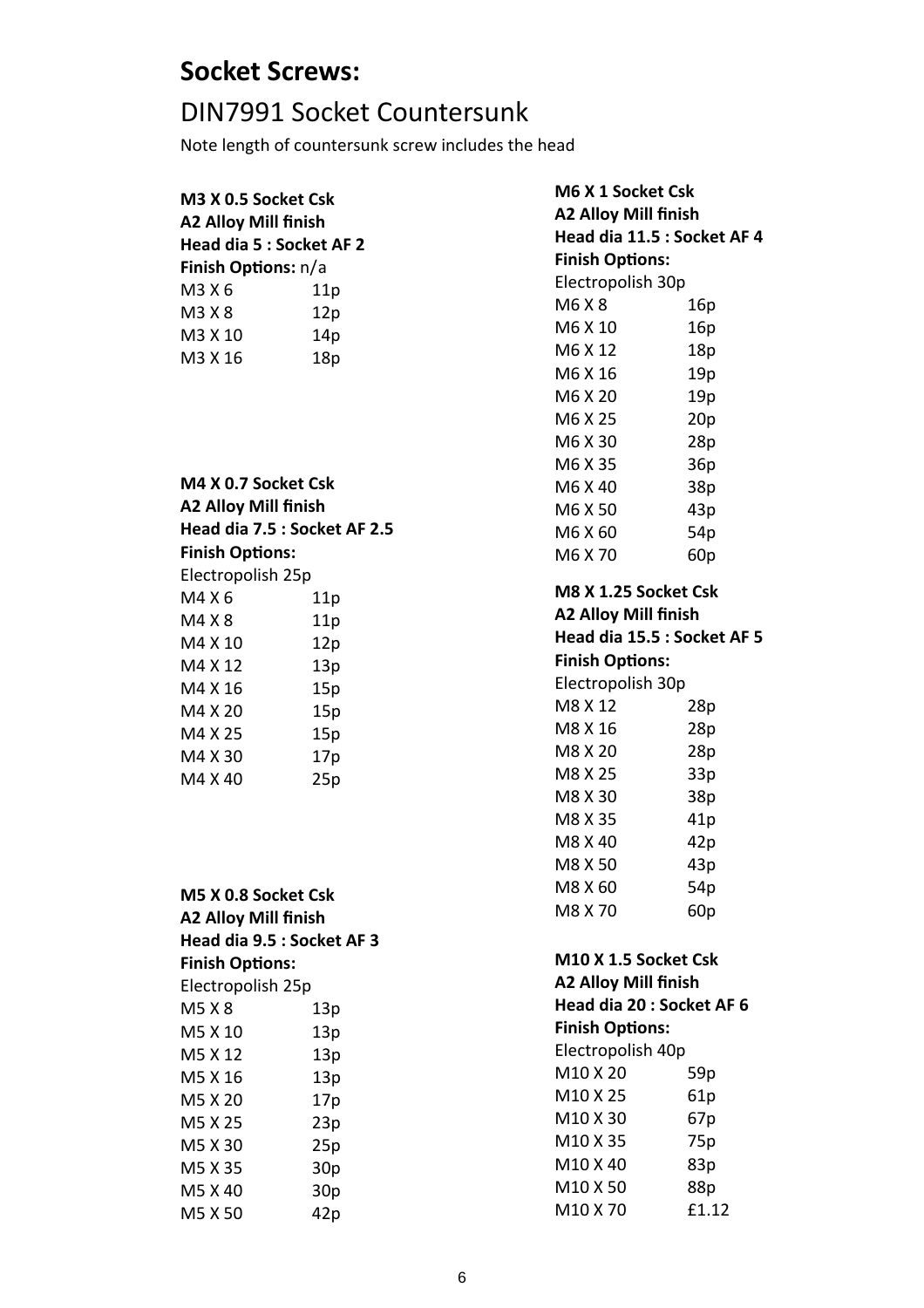# Socket Screws:

## DIN7991 Socket Countersunk

Note length of countersunk screw includes the head

**M3 X 0.5 Socket Csk**
**A2 Alloy Mill finish**
**Head dia 5 : Socket AF 2**
**Finish Options:** n/a

| | |
|---|---|
| M3 X 6 | 11p |
| M3 X 8 | 12p |
| M3 X 10 | 14p |
| M3 X 16 | 18p |

**M4 X 0.7 Socket Csk**
**A2 Alloy Mill finish**
**Head dia 7.5 : Socket AF 2.5**
**Finish Options:**
Electropolish 25p

| | |
|---|---|
| M4 X 6 | 11p |
| M4 X 8 | 11p |
| M4 X 10 | 12p |
| M4 X 12 | 13p |
| M4 X 16 | 15p |
| M4 X 20 | 15p |
| M4 X 25 | 15p |
| M4 X 30 | 17p |
| M4 X 40 | 25p |

**M5 X 0.8 Socket Csk**
**A2 Alloy Mill finish**
**Head dia 9.5 : Socket AF 3**
**Finish Options:**
Electropolish 25p

| | |
|---|---|
| M5 X 8 | 13p |
| M5 X 10 | 13p |
| M5 X 12 | 13p |
| M5 X 16 | 13p |
| M5 X 20 | 17p |
| M5 X 25 | 23p |
| M5 X 30 | 25p |
| M5 X 35 | 30p |
| M5 X 40 | 30p |
| M5 X 50 | 42p |

**M6 X 1 Socket Csk**
**A2 Alloy Mill finish**
**Head dia 11.5 : Socket AF 4**
**Finish Options:**
Electropolish 30p

| | |
|---|---|
| M6 X 8 | 16p |
| M6 X 10 | 16p |
| M6 X 12 | 18p |
| M6 X 16 | 19p |
| M6 X 20 | 19p |
| M6 X 25 | 20p |
| M6 X 30 | 28p |
| M6 X 35 | 36p |
| M6 X 40 | 38p |
| M6 X 50 | 43p |
| M6 X 60 | 54p |
| M6 X 70 | 60p |

**M8 X 1.25 Socket Csk**
**A2 Alloy Mill finish**
**Head dia 15.5 : Socket AF 5**
**Finish Options:**
Electropolish 30p

| | |
|---|---|
| M8 X 12 | 28p |
| M8 X 16 | 28p |
| M8 X 20 | 28p |
| M8 X 25 | 33p |
| M8 X 30 | 38p |
| M8 X 35 | 41p |
| M8 X 40 | 42p |
| M8 X 50 | 43p |
| M8 X 60 | 54p |
| M8 X 70 | 60p |

**M10 X 1.5 Socket Csk**
**A2 Alloy Mill finish**
**Head dia 20 : Socket AF 6**
**Finish Options:**
Electropolish 40p

| | |
|---|---|
| M10 X 20 | 59p |
| M10 X 25 | 61p |
| M10 X 30 | 67p |
| M10 X 35 | 75p |
| M10 X 40 | 83p |
| M10 X 50 | 88p |
| M10 X 70 | £1.12 |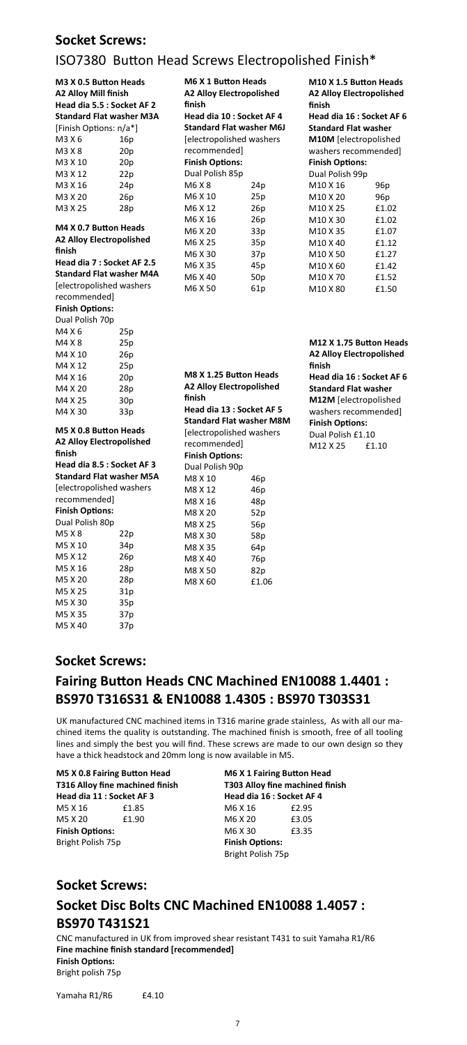## Socket Screws:

### ISO7380 Button Head Screws Electropolished Finish*

**M3 X 0.5 Button Heads**
**A2 Alloy Mill finish**
**Head dia 5.5 : Socket AF 2**
**Standard Flat washer M3A**
[Finish Options: n/a*]

| | |
|---|---|
| M3 X 6 | 16p |
| M3 X 8 | 20p |
| M3 X 10 | 20p |
| M3 X 12 | 22p |
| M3 X 16 | 24p |
| M3 X 20 | 26p |
| M3 X 25 | 28p |

**M4 X 0.7 Button Heads**
**A2 Alloy Electropolished finish**
**Head dia 7 : Socket AF 2.5**
**Standard Flat washer M4A**
[electropolished washers recommended]
**Finish Options:**
Dual Polish 70p

| | |
|---|---|
| M4 X 6 | 25p |
| M4 X 8 | 25p |
| M4 X 10 | 26p |
| M4 X 12 | 25p |
| M4 X 16 | 20p |
| M4 X 20 | 28p |
| M4 X 25 | 30p |
| M4 X 30 | 33p |

**M5 X 0.8 Button Heads**
**A2 Alloy Electropolished finish**
**Head dia 8.5 : Socket AF 3**
**Standard Flat washer M5A**
[electropolished washers recommended]
**Finish Options:**
Dual Polish 80p

| | |
|---|---|
| M5 X 8 | 22p |
| M5 X 10 | 34p |
| M5 X 12 | 26p |
| M5 X 16 | 28p |
| M5 X 20 | 28p |
| M5 X 25 | 31p |
| M5 X 30 | 35p |
| M5 X 35 | 37p |
| M5 X 40 | 37p |

**M6 X 1 Button Heads**
**A2 Alloy Electropolished finish**
**Head dia 10 : Socket AF 4**
**Standard Flat washer M6J**
[electropolished washers recommended]
**Finish Options:**
Dual Polish 85p

| | |
|---|---|
| M6 X 8 | 24p |
| M6 X 10 | 25p |
| M6 X 12 | 26p |
| M6 X 16 | 26p |
| M6 X 20 | 33p |
| M6 X 25 | 35p |
| M6 X 30 | 37p |
| M6 X 35 | 45p |
| M6 X 40 | 50p |
| M6 X 50 | 61p |

**M8 X 1.25 Button Heads**
**A2 Alloy Electropolished finish**
**Head dia 13 : Socket AF 5**
**Standard Flat washer M8M**
[electropolished washers recommended]
**Finish Options:**
Dual Polish 90p

| | |
|---|---|
| M8 X 10 | 46p |
| M8 X 12 | 46p |
| M8 X 16 | 48p |
| M8 X 20 | 52p |
| M8 X 25 | 56p |
| M8 X 30 | 58p |
| M8 X 35 | 64p |
| M8 X 40 | 76p |
| M8 X 50 | 82p |
| M8 X 60 | £1.06 |

**M10 X 1.5 Button Heads**
**A2 Alloy Electropolished finish**
**Head dia 16 : Socket AF 6**
**Standard Flat washer M10M** [electropolished washers recommended]
**Finish Options:**
Dual Polish 99p

| | |
|---|---|
| M10 X 16 | 96p |
| M10 X 20 | 96p |
| M10 X 25 | £1.02 |
| M10 X 30 | £1.02 |
| M10 X 35 | £1.07 |
| M10 X 40 | £1.12 |
| M10 X 50 | £1.27 |
| M10 X 60 | £1.42 |
| M10 X 70 | £1.52 |
| M10 X 80 | £1.50 |

**M12 X 1.75 Button Heads**
**A2 Alloy Electropolished finish**
**Head dia 16 : Socket AF 6**
**Standard Flat washer M12M** [electropolished washers recommended]
**Finish Options:**
Dual Polish £1.10

| | |
|---|---|
| M12 X 25 | £1.10 |

## Socket Screws:

### Fairing Button Heads CNC Machined EN10088 1.4401 : BS970 T316S31 & EN10088 1.4305 : BS970 T303S31

UK manufactured CNC machined items in T316 marine grade stainless, As with all our machined items the quality is outstanding. The machined finish is smooth, free of all tooling lines and simply the best you will find. These screws are made to our own design so they have a thick headstock and 20mm long is now available in M5.

**M5 X 0.8 Fairing Button Head**
**T316 Alloy fine machined finish**
**Head dia 11 : Socket AF 3**

| | |
|---|---|
| M5 X 16 | £1.85 |
| M5 X 20 | £1.90 |

**Finish Options:**
Bright Polish 75p

**M6 X 1 Fairing Button Head**
**T303 Alloy fine machined finish**
**Head dia 16 : Socket AF 4**

| | |
|---|---|
| M6 X 16 | £2.95 |
| M6 X 20 | £3.05 |
| M6 X 30 | £3.35 |

**Finish Options:**
Bright Polish 75p

## Socket Screws:

### Socket Disc Bolts CNC Machined EN10088 1.4057 : BS970 T431S21

CNC manufactured in UK from improved shear resistant T431 to suit Yamaha R1/R6
**Fine machine finish standard [recommended]**
**Finish Options:**
Bright polish 75p

| | |
|---|---|
| Yamaha R1/R6 | £4.10 |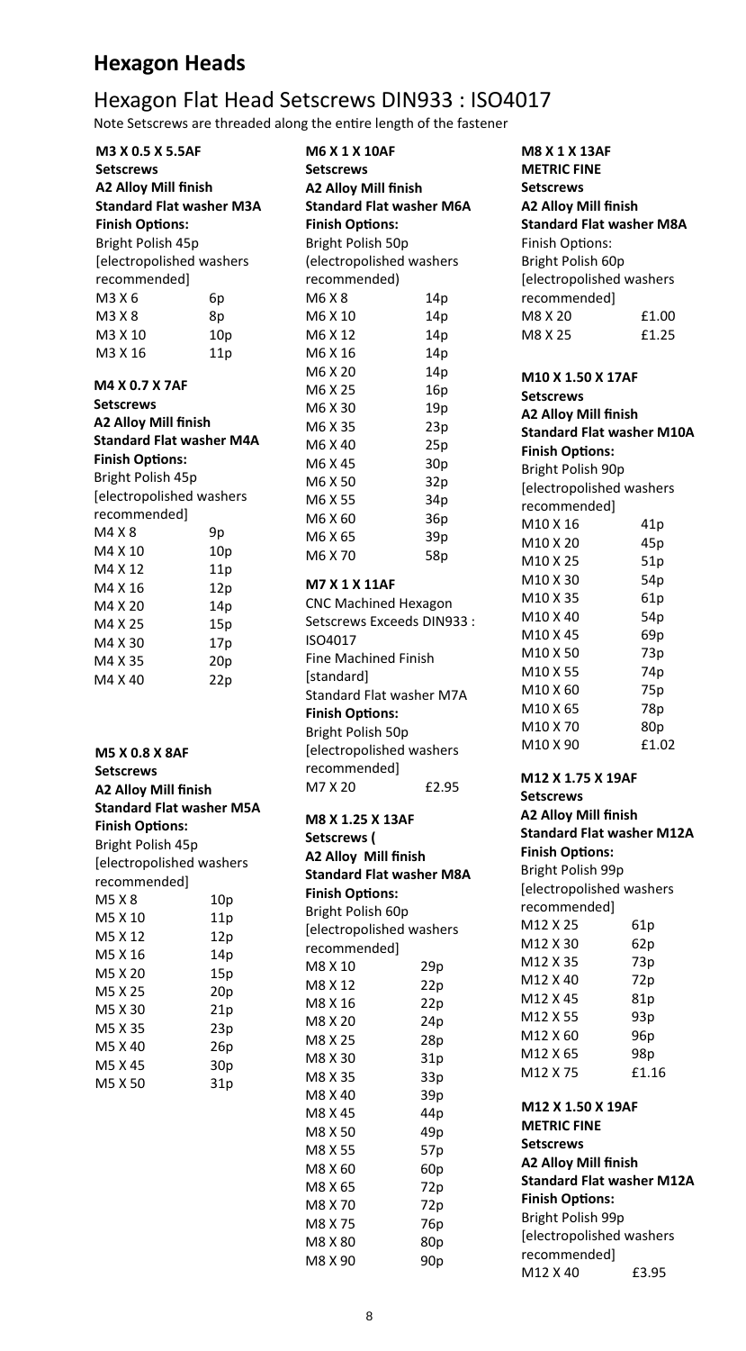# Hexagon Heads

## Hexagon Flat Head Setscrews DIN933 : ISO4017

Note Setscrews are threaded along the entire length of the fastener

**M3 X 0.5 X 5.5AF**
**Setscrews**
**A2 Alloy Mill finish**
**Standard Flat washer M3A**
**Finish Options:**
Bright Polish 45p
[electropolished washers recommended]

| Size | Price |
|---|---|
| M3 X 6 | 6p |
| M3 X 8 | 8p |
| M3 X 10 | 10p |
| M3 X 16 | 11p |

**M4 X 0.7 X 7AF**
**Setscrews**
**A2 Alloy Mill finish**
**Standard Flat washer M4A**
**Finish Options:**
Bright Polish 45p
[electropolished washers recommended]

| Size | Price |
|---|---|
| M4 X 8 | 9p |
| M4 X 10 | 10p |
| M4 X 12 | 11p |
| M4 X 16 | 12p |
| M4 X 20 | 14p |
| M4 X 25 | 15p |
| M4 X 30 | 17p |
| M4 X 35 | 20p |
| M4 X 40 | 22p |

**M5 X 0.8 X 8AF**
**Setscrews**
**A2 Alloy Mill finish**
**Standard Flat washer M5A**
**Finish Options:**
Bright Polish 45p
[electropolished washers recommended]

| Size | Price |
|---|---|
| M5 X 8 | 10p |
| M5 X 10 | 11p |
| M5 X 12 | 12p |
| M5 X 16 | 14p |
| M5 X 20 | 15p |
| M5 X 25 | 20p |
| M5 X 30 | 21p |
| M5 X 35 | 23p |
| M5 X 40 | 26p |
| M5 X 45 | 30p |
| M5 X 50 | 31p |

**M6 X 1 X 10AF**
**Setscrews**
**A2 Alloy Mill finish**
**Standard Flat washer M6A**
**Finish Options:**
Bright Polish 50p
(electropolished washers recommended)

| Size | Price |
|---|---|
| M6 X 8 | 14p |
| M6 X 10 | 14p |
| M6 X 12 | 14p |
| M6 X 16 | 14p |
| M6 X 20 | 14p |
| M6 X 25 | 16p |
| M6 X 30 | 19p |
| M6 X 35 | 23p |
| M6 X 40 | 25p |
| M6 X 45 | 30p |
| M6 X 50 | 32p |
| M6 X 55 | 34p |
| M6 X 60 | 36p |
| M6 X 65 | 39p |
| M6 X 70 | 58p |

**M7 X 1 X 11AF**
CNC Machined Hexagon Setscrews Exceeds DIN933 : ISO4017
Fine Machined Finish [standard]
Standard Flat washer M7A
**Finish Options:**
Bright Polish 50p
[electropolished washers recommended]

| Size | Price |
|---|---|
| M7 X 20 | £2.95 |

**M8 X 1.25 X 13AF**
**Setscrews (**
**A2 Alloy Mill finish**
**Standard Flat washer M8A**
**Finish Options:**
Bright Polish 60p
[electropolished washers recommended]

| Size | Price |
|---|---|
| M8 X 10 | 29p |
| M8 X 12 | 22p |
| M8 X 16 | 22p |
| M8 X 20 | 24p |
| M8 X 25 | 28p |
| M8 X 30 | 31p |
| M8 X 35 | 33p |
| M8 X 40 | 39p |
| M8 X 45 | 44p |
| M8 X 50 | 49p |
| M8 X 55 | 57p |
| M8 X 60 | 60p |
| M8 X 65 | 72p |
| M8 X 70 | 72p |
| M8 X 75 | 76p |
| M8 X 80 | 80p |
| M8 X 90 | 90p |

**M8 X 1 X 13AF**
**METRIC FINE**
**Setscrews**
**A2 Alloy Mill finish**
**Standard Flat washer M8A**
Finish Options:
Bright Polish 60p
[electropolished washers recommended]

| Size | Price |
|---|---|
| M8 X 20 | £1.00 |
| M8 X 25 | £1.25 |

**M10 X 1.50 X 17AF**
**Setscrews**
**A2 Alloy Mill finish**
**Standard Flat washer M10A**
**Finish Options:**
Bright Polish 90p
[electropolished washers recommended]

| Size | Price |
|---|---|
| M10 X 16 | 41p |
| M10 X 20 | 45p |
| M10 X 25 | 51p |
| M10 X 30 | 54p |
| M10 X 35 | 61p |
| M10 X 40 | 54p |
| M10 X 45 | 69p |
| M10 X 50 | 73p |
| M10 X 55 | 74p |
| M10 X 60 | 75p |
| M10 X 65 | 78p |
| M10 X 70 | 80p |
| M10 X 90 | £1.02 |

**M12 X 1.75 X 19AF**
**Setscrews**
**A2 Alloy Mill finish**
**Standard Flat washer M12A**
**Finish Options:**
Bright Polish 99p
[electropolished washers recommended]

| Size | Price |
|---|---|
| M12 X 25 | 61p |
| M12 X 30 | 62p |
| M12 X 35 | 73p |
| M12 X 40 | 72p |
| M12 X 45 | 81p |
| M12 X 55 | 93p |
| M12 X 60 | 96p |
| M12 X 65 | 98p |
| M12 X 75 | £1.16 |

**M12 X 1.50 X 19AF**
**METRIC FINE**
**Setscrews**
**A2 Alloy Mill finish**
**Standard Flat washer M12A**
**Finish Options:**
Bright Polish 99p
[electropolished washers recommended]

| Size | Price |
|---|---|
| M12 X 40 | £3.95 |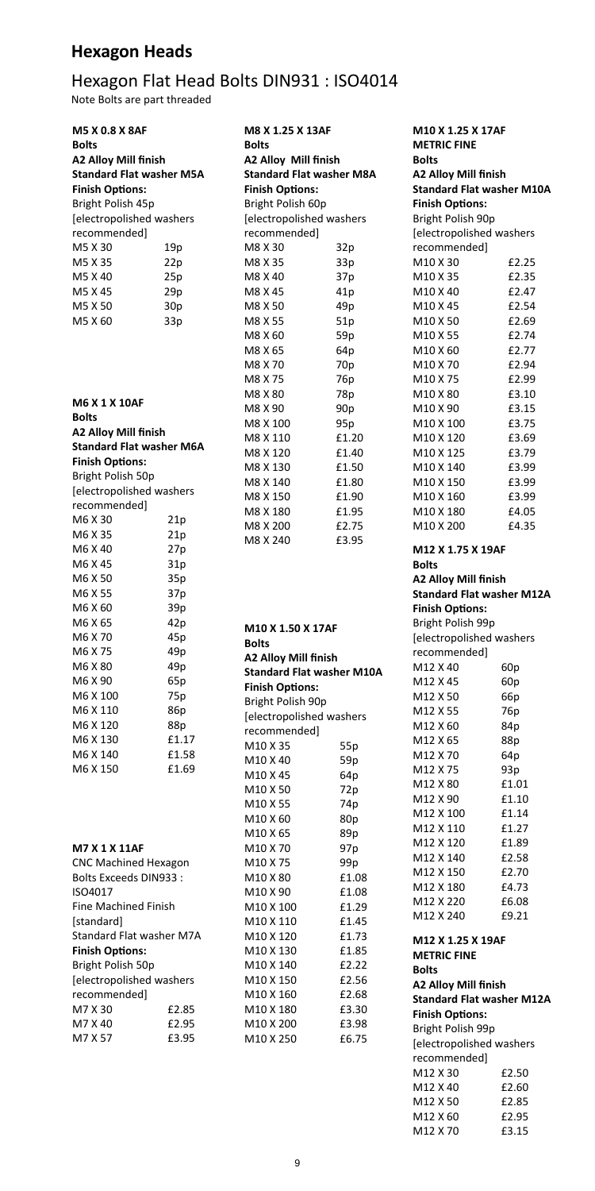# Hexagon Heads

## Hexagon Flat Head Bolts DIN931 : ISO4014

Note Bolts are part threaded

**M5 X 0.8 X 8AF**
**Bolts**
**A2 Alloy Mill finish**
**Standard Flat washer M5A**
**Finish Options:**
Bright Polish 45p
[electropolished washers recommended]

| Size | Price |
|---|---|
| M5 X 30 | 19p |
| M5 X 35 | 22p |
| M5 X 40 | 25p |
| M5 X 45 | 29p |
| M5 X 50 | 30p |
| M5 X 60 | 33p |

**M6 X 1 X 10AF**
**Bolts**
**A2 Alloy Mill finish**
**Standard Flat washer M6A**
**Finish Options:**
Bright Polish 50p
[electropolished washers recommended]

| Size | Price |
|---|---|
| M6 X 30 | 21p |
| M6 X 35 | 21p |
| M6 X 40 | 27p |
| M6 X 45 | 31p |
| M6 X 50 | 35p |
| M6 X 55 | 37p |
| M6 X 60 | 39p |
| M6 X 65 | 42p |
| M6 X 70 | 45p |
| M6 X 75 | 49p |
| M6 X 80 | 49p |
| M6 X 90 | 65p |
| M6 X 100 | 75p |
| M6 X 110 | 86p |
| M6 X 120 | 88p |
| M6 X 130 | £1.17 |
| M6 X 140 | £1.58 |
| M6 X 150 | £1.69 |

**M7 X 1 X 11AF**
CNC Machined Hexagon Bolts Exceeds DIN933 : ISO4017
Fine Machined Finish [standard]
Standard Flat washer M7A
**Finish Options:**
Bright Polish 50p
[electropolished washers recommended]

| Size | Price |
|---|---|
| M7 X 30 | £2.85 |
| M7 X 40 | £2.95 |
| M7 X 57 | £3.95 |

**M8 X 1.25 X 13AF**
**Bolts**
**A2 Alloy Mill finish**
**Standard Flat washer M8A**
**Finish Options:**
Bright Polish 60p
[electropolished washers recommended]

| Size | Price |
|---|---|
| M8 X 30 | 32p |
| M8 X 35 | 33p |
| M8 X 40 | 37p |
| M8 X 45 | 41p |
| M8 X 50 | 49p |
| M8 X 55 | 51p |
| M8 X 60 | 59p |
| M8 X 65 | 64p |
| M8 X 70 | 70p |
| M8 X 75 | 76p |
| M8 X 80 | 78p |
| M8 X 90 | 90p |
| M8 X 100 | 95p |
| M8 X 110 | £1.20 |
| M8 X 120 | £1.40 |
| M8 X 130 | £1.50 |
| M8 X 140 | £1.80 |
| M8 X 150 | £1.90 |
| M8 X 180 | £1.95 |
| M8 X 200 | £2.75 |
| M8 X 240 | £3.95 |

**M10 X 1.50 X 17AF**
**Bolts**
**A2 Alloy Mill finish**
**Standard Flat washer M10A**
**Finish Options:**
Bright Polish 90p
[electropolished washers recommended]

| Size | Price |
|---|---|
| M10 X 35 | 55p |
| M10 X 40 | 59p |
| M10 X 45 | 64p |
| M10 X 50 | 72p |
| M10 X 55 | 74p |
| M10 X 60 | 80p |
| M10 X 65 | 89p |
| M10 X 70 | 97p |
| M10 X 75 | 99p |
| M10 X 80 | £1.08 |
| M10 X 90 | £1.08 |
| M10 X 100 | £1.29 |
| M10 X 110 | £1.45 |
| M10 X 120 | £1.73 |
| M10 X 130 | £1.85 |
| M10 X 140 | £2.22 |
| M10 X 150 | £2.56 |
| M10 X 160 | £2.68 |
| M10 X 180 | £3.30 |
| M10 X 200 | £3.98 |
| M10 X 250 | £6.75 |

**M10 X 1.25 X 17AF**
**METRIC FINE**
**Bolts**
**A2 Alloy Mill finish**
**Standard Flat washer M10A**
**Finish Options:**
Bright Polish 90p
[electropolished washers recommended]

| Size | Price |
|---|---|
| M10 X 30 | £2.25 |
| M10 X 35 | £2.35 |
| M10 X 40 | £2.47 |
| M10 X 45 | £2.54 |
| M10 X 50 | £2.69 |
| M10 X 55 | £2.74 |
| M10 X 60 | £2.77 |
| M10 X 70 | £2.94 |
| M10 X 75 | £2.99 |
| M10 X 80 | £3.10 |
| M10 X 90 | £3.15 |
| M10 X 100 | £3.75 |
| M10 X 120 | £3.69 |
| M10 X 125 | £3.79 |
| M10 X 140 | £3.99 |
| M10 X 150 | £3.99 |
| M10 X 160 | £3.99 |
| M10 X 180 | £4.05 |
| M10 X 200 | £4.35 |

**M12 X 1.75 X 19AF**
**Bolts**
**A2 Alloy Mill finish**
**Standard Flat washer M12A**
**Finish Options:**
Bright Polish 99p
[electropolished washers recommended]

| Size | Price |
|---|---|
| M12 X 40 | 60p |
| M12 X 45 | 60p |
| M12 X 50 | 66p |
| M12 X 55 | 76p |
| M12 X 60 | 84p |
| M12 X 65 | 88p |
| M12 X 70 | 64p |
| M12 X 75 | 93p |
| M12 X 80 | £1.01 |
| M12 X 90 | £1.10 |
| M12 X 100 | £1.14 |
| M12 X 110 | £1.27 |
| M12 X 120 | £1.89 |
| M12 X 140 | £2.58 |
| M12 X 150 | £2.70 |
| M12 X 180 | £4.73 |
| M12 X 220 | £6.08 |
| M12 X 240 | £9.21 |

**M12 X 1.25 X 19AF**
**METRIC FINE**
**Bolts**
**A2 Alloy Mill finish**
**Standard Flat washer M12A**
**Finish Options:**
Bright Polish 99p
[electropolished washers recommended]

| Size | Price |
|---|---|
| M12 X 30 | £2.50 |
| M12 X 40 | £2.60 |
| M12 X 50 | £2.85 |
| M12 X 60 | £2.95 |
| M12 X 70 | £3.15 |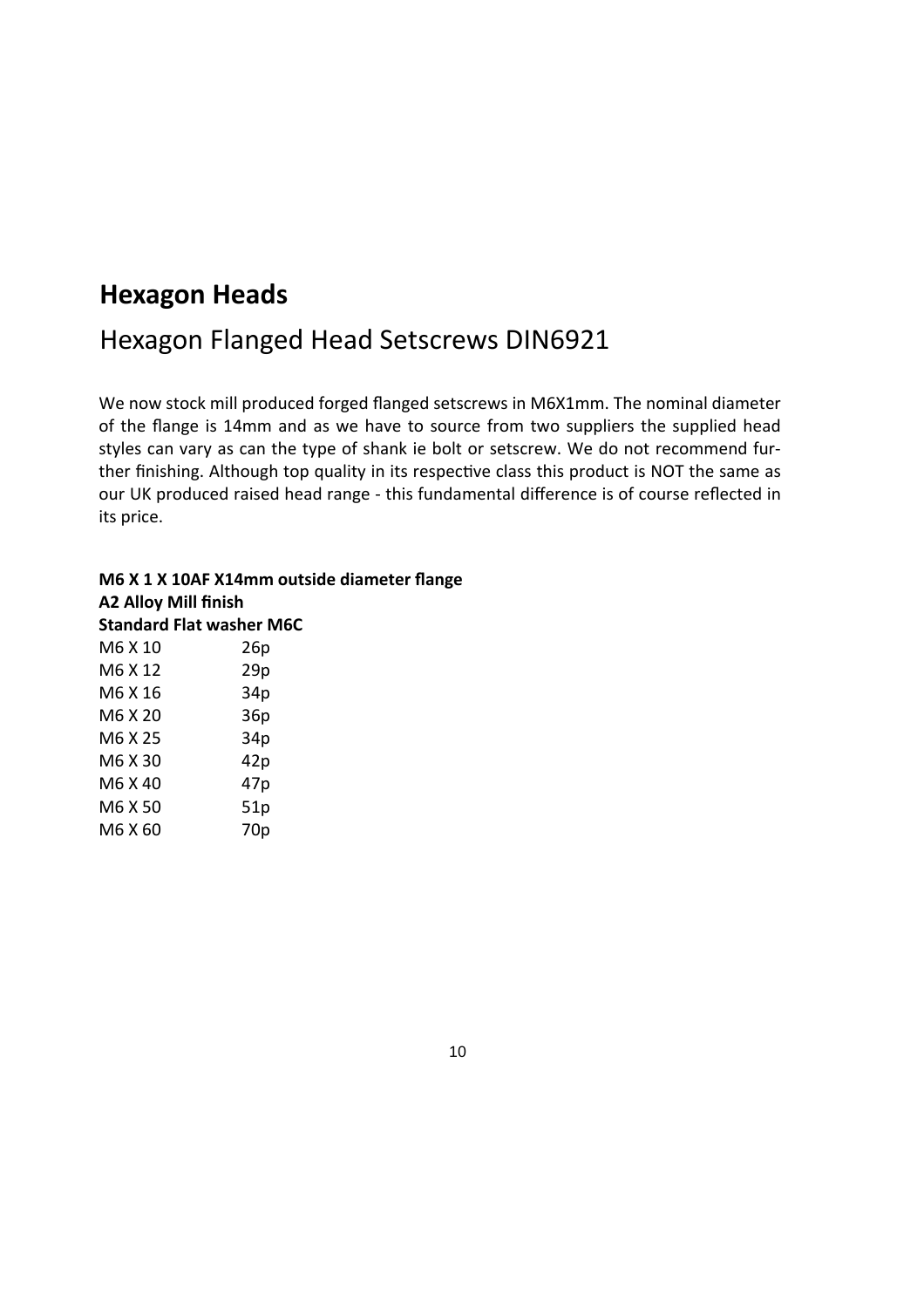## Hexagon Heads

### Hexagon Flanged Head Setscrews DIN6921

We now stock mill produced forged flanged setscrews in M6X1mm. The nominal diameter of the flange is 14mm and as we have to source from two suppliers the supplied head styles can vary as can the type of shank ie bolt or setscrew. We do not recommend further finishing. Although top quality in its respective class this product is NOT the same as our UK produced raised head range - this fundamental difference is of course reflected in its price.

**M6 X 1 X 10AF X14mm outside diameter flange**
**A2 Alloy Mill finish**
**Standard Flat washer M6C**

| | |
|---|---|
| M6 X 10 | 26p |
| M6 X 12 | 29p |
| M6 X 16 | 34p |
| M6 X 20 | 36p |
| M6 X 25 | 34p |
| M6 X 30 | 42p |
| M6 X 40 | 47p |
| M6 X 50 | 51p |
| M6 X 60 | 70p |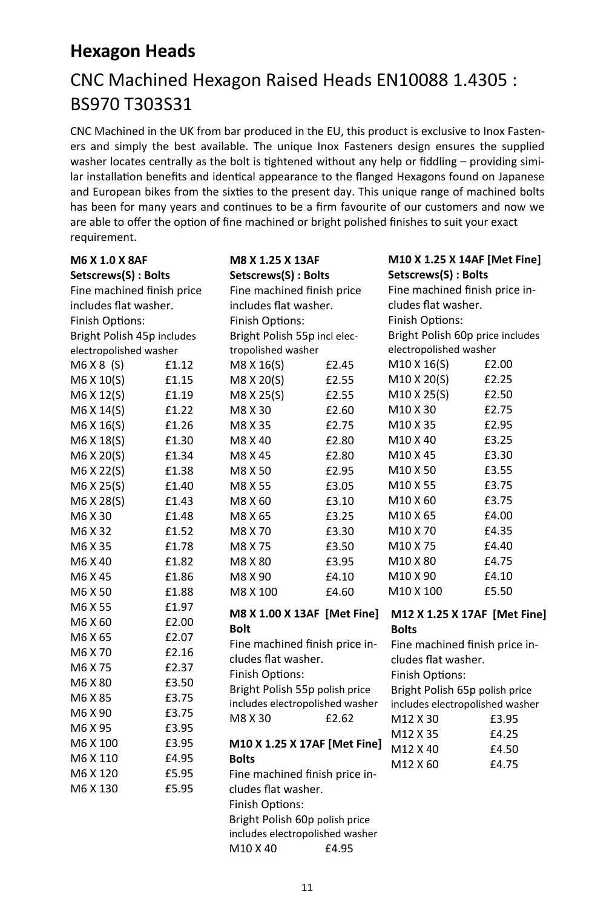## Hexagon Heads

# CNC Machined Hexagon Raised Heads EN10088 1.4305 : BS970 T303S31

CNC Machined in the UK from bar produced in the EU, this product is exclusive to Inox Fasteners and simply the best available. The unique Inox Fasteners design ensures the supplied washer locates centrally as the bolt is tightened without any help or fiddling – providing similar installation benefits and identical appearance to the flanged Hexagons found on Japanese and European bikes from the sixties to the present day. This unique range of machined bolts has been for many years and continues to be a firm favourite of our customers and now we are able to offer the option of fine machined or bright polished finishes to suit your exact requirement.

**M6 X 1.0 X 8AF Setscrews(S) : Bolts**

Fine machined finish price includes flat washer.
Finish Options:
Bright Polish 45p includes electropolished washer

| Size | Price |
|---|---|
| M6 X 8 (S) | £1.12 |
| M6 X 10(S) | £1.15 |
| M6 X 12(S) | £1.19 |
| M6 X 14(S) | £1.22 |
| M6 X 16(S) | £1.26 |
| M6 X 18(S) | £1.30 |
| M6 X 20(S) | £1.34 |
| M6 X 22(S) | £1.38 |
| M6 X 25(S) | £1.40 |
| M6 X 28(S) | £1.43 |
| M6 X 30 | £1.48 |
| M6 X 32 | £1.52 |
| M6 X 35 | £1.78 |
| M6 X 40 | £1.82 |
| M6 X 45 | £1.86 |
| M6 X 50 | £1.88 |
| M6 X 55 | £1.97 |
| M6 X 60 | £2.00 |
| M6 X 65 | £2.07 |
| M6 X 70 | £2.16 |
| M6 X 75 | £2.37 |
| M6 X 80 | £3.50 |
| M6 X 85 | £3.75 |
| M6 X 90 | £3.75 |
| M6 X 95 | £3.95 |
| M6 X 100 | £3.95 |
| M6 X 110 | £4.95 |
| M6 X 120 | £5.95 |
| M6 X 130 | £5.95 |

**M8 X 1.25 X 13AF Setscrews(S) : Bolts**

Fine machined finish price includes flat washer.
Finish Options:
Bright Polish 55p incl electropolished washer

| Size | Price |
|---|---|
| M8 X 16(S) | £2.45 |
| M8 X 20(S) | £2.55 |
| M8 X 25(S) | £2.55 |
| M8 X 30 | £2.60 |
| M8 X 35 | £2.75 |
| M8 X 40 | £2.80 |
| M8 X 45 | £2.80 |
| M8 X 50 | £2.95 |
| M8 X 55 | £3.05 |
| M8 X 60 | £3.10 |
| M8 X 65 | £3.25 |
| M8 X 70 | £3.30 |
| M8 X 75 | £3.50 |
| M8 X 80 | £3.95 |
| M8 X 90 | £4.10 |
| M8 X 100 | £4.60 |

**M8 X 1.00 X 13AF [Met Fine] Bolt**

Fine machined finish price includes flat washer.
Finish Options:
Bright Polish 55p polish price includes electropolished washer

| Size | Price |
|---|---|
| M8 X 30 | £2.62 |

**M10 X 1.25 X 17AF [Met Fine] Bolts**

Fine machined finish price includes flat washer.
Finish Options:
Bright Polish 60p polish price includes electropolished washer

| Size | Price |
|---|---|
| M10 X 40 | £4.95 |

**M10 X 1.25 X 14AF [Met Fine] Setscrews(S) : Bolts**

Fine machined finish price includes flat washer.
Finish Options:
Bright Polish 60p price includes electropolished washer

| Size | Price |
|---|---|
| M10 X 16(S) | £2.00 |
| M10 X 20(S) | £2.25 |
| M10 X 25(S) | £2.50 |
| M10 X 30 | £2.75 |
| M10 X 35 | £2.95 |
| M10 X 40 | £3.25 |
| M10 X 45 | £3.30 |
| M10 X 50 | £3.55 |
| M10 X 55 | £3.75 |
| M10 X 60 | £3.75 |
| M10 X 65 | £4.00 |
| M10 X 70 | £4.35 |
| M10 X 75 | £4.40 |
| M10 X 80 | £4.75 |
| M10 X 90 | £4.10 |
| M10 X 100 | £5.50 |

**M12 X 1.25 X 17AF [Met Fine] Bolts**

Fine machined finish price includes flat washer.
Finish Options:
Bright Polish 65p polish price includes electropolished washer

| Size | Price |
|---|---|
| M12 X 30 | £3.95 |
| M12 X 35 | £4.25 |
| M12 X 40 | £4.50 |
| M12 X 60 | £4.75 |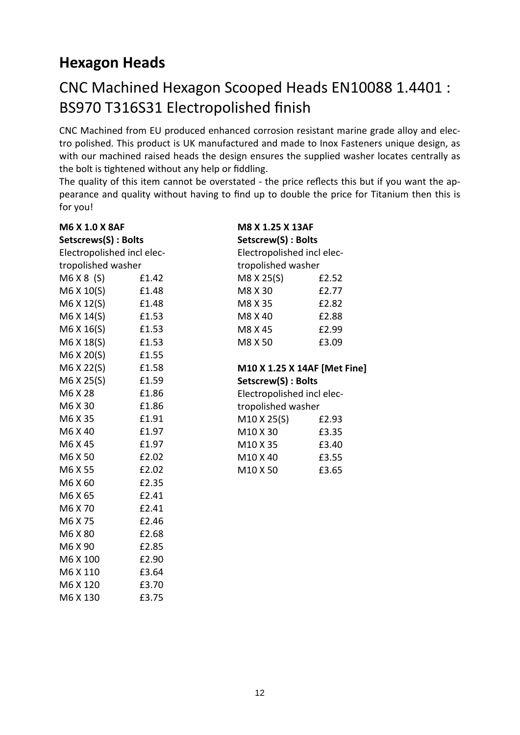# Hexagon Heads

## CNC Machined Hexagon Scooped Heads EN10088 1.4401 : BS970 T316S31 Electropolished finish

CNC Machined from EU produced enhanced corrosion resistant marine grade alloy and electro polished. This product is UK manufactured and made to Inox Fasteners unique design, as with our machined raised heads the design ensures the supplied washer locates centrally as the bolt is tightened without any help or fiddling.
The quality of this item cannot be overstated - the price reflects this but if you want the appearance and quality without having to find up to double the price for Titanium then this is for you!

**M6 X 1.0 X 8AF**
**Setscrews(S) : Bolts**
Electropolished incl electropolished washer

| Size | Price |
|---|---|
| M6 X 8 (S) | £1.42 |
| M6 X 10(S) | £1.48 |
| M6 X 12(S) | £1.48 |
| M6 X 14(S) | £1.53 |
| M6 X 16(S) | £1.53 |
| M6 X 18(S) | £1.53 |
| M6 X 20(S) | £1.55 |
| M6 X 22(S) | £1.58 |
| M6 X 25(S) | £1.59 |
| M6 X 28 | £1.86 |
| M6 X 30 | £1.86 |
| M6 X 35 | £1.91 |
| M6 X 40 | £1.97 |
| M6 X 45 | £1.97 |
| M6 X 50 | £2.02 |
| M6 X 55 | £2.02 |
| M6 X 60 | £2.35 |
| M6 X 65 | £2.41 |
| M6 X 70 | £2.41 |
| M6 X 75 | £2.46 |
| M6 X 80 | £2.68 |
| M6 X 90 | £2.85 |
| M6 X 100 | £2.90 |
| M6 X 110 | £3.64 |
| M6 X 120 | £3.70 |
| M6 X 130 | £3.75 |

**M8 X 1.25 X 13AF**
**Setscrew(S) : Bolts**
Electropolished incl electropolished washer

| Size | Price |
|---|---|
| M8 X 25(S) | £2.52 |
| M8 X 30 | £2.77 |
| M8 X 35 | £2.82 |
| M8 X 40 | £2.88 |
| M8 X 45 | £2.99 |
| M8 X 50 | £3.09 |

**M10 X 1.25 X 14AF [Met Fine]**
**Setscrew(S) : Bolts**
Electropolished incl electropolished washer

| Size | Price |
|---|---|
| M10 X 25(S) | £2.93 |
| M10 X 30 | £3.35 |
| M10 X 35 | £3.40 |
| M10 X 40 | £3.55 |
| M10 X 50 | £3.65 |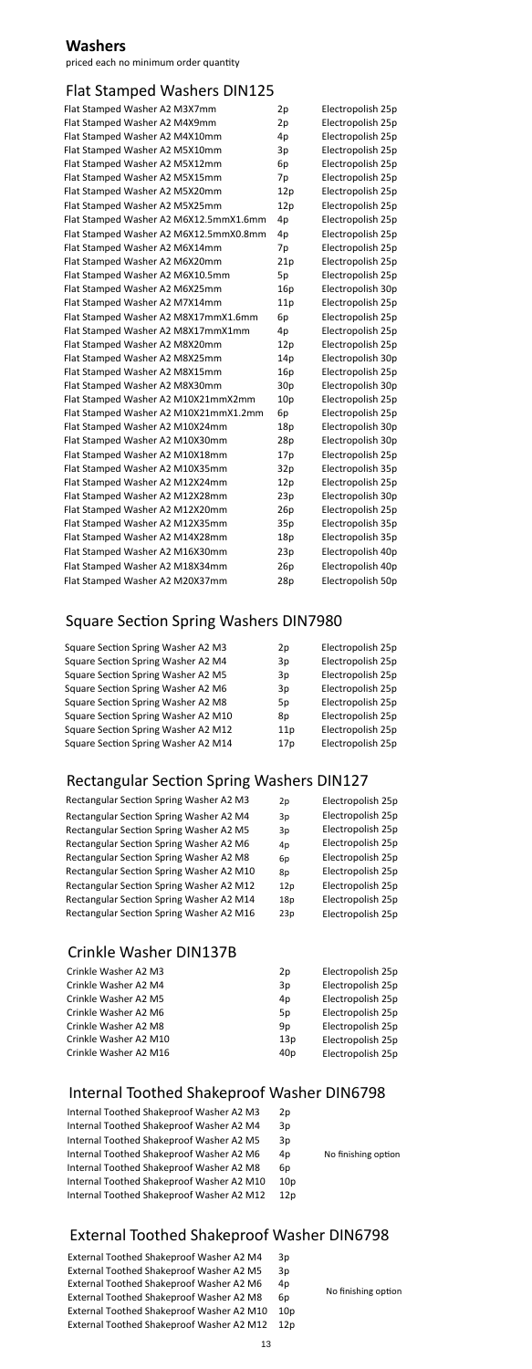## Washers

priced each no minimum order quantity

### Flat Stamped Washers DIN125

| Item | Price | Finish |
|---|---|---|
| Flat Stamped Washer A2 M3X7mm | 2p | Electropolish 25p |
| Flat Stamped Washer A2 M4X9mm | 2p | Electropolish 25p |
| Flat Stamped Washer A2 M4X10mm | 4p | Electropolish 25p |
| Flat Stamped Washer A2 M5X10mm | 3p | Electropolish 25p |
| Flat Stamped Washer A2 M5X12mm | 6p | Electropolish 25p |
| Flat Stamped Washer A2 M5X15mm | 7p | Electropolish 25p |
| Flat Stamped Washer A2 M5X20mm | 12p | Electropolish 25p |
| Flat Stamped Washer A2 M5X25mm | 12p | Electropolish 25p |
| Flat Stamped Washer A2 M6X12.5mmX1.6mm | 4p | Electropolish 25p |
| Flat Stamped Washer A2 M6X12.5mmX0.8mm | 4p | Electropolish 25p |
| Flat Stamped Washer A2 M6X14mm | 7p | Electropolish 25p |
| Flat Stamped Washer A2 M6X20mm | 21p | Electropolish 25p |
| Flat Stamped Washer A2 M6X10.5mm | 5p | Electropolish 25p |
| Flat Stamped Washer A2 M6X25mm | 16p | Electropolish 30p |
| Flat Stamped Washer A2 M7X14mm | 11p | Electropolish 25p |
| Flat Stamped Washer A2 M8X17mmX1.6mm | 6p | Electropolish 25p |
| Flat Stamped Washer A2 M8X17mmX1mm | 4p | Electropolish 25p |
| Flat Stamped Washer A2 M8X20mm | 12p | Electropolish 25p |
| Flat Stamped Washer A2 M8X25mm | 14p | Electropolish 30p |
| Flat Stamped Washer A2 M8X15mm | 16p | Electropolish 25p |
| Flat Stamped Washer A2 M8X30mm | 30p | Electropolish 30p |
| Flat Stamped Washer A2 M10X21mmX2mm | 10p | Electropolish 25p |
| Flat Stamped Washer A2 M10X21mmX1.2mm | 6p | Electropolish 25p |
| Flat Stamped Washer A2 M10X24mm | 18p | Electropolish 30p |
| Flat Stamped Washer A2 M10X30mm | 28p | Electropolish 30p |
| Flat Stamped Washer A2 M10X18mm | 17p | Electropolish 25p |
| Flat Stamped Washer A2 M10X35mm | 32p | Electropolish 35p |
| Flat Stamped Washer A2 M12X24mm | 12p | Electropolish 25p |
| Flat Stamped Washer A2 M12X28mm | 23p | Electropolish 30p |
| Flat Stamped Washer A2 M12X20mm | 26p | Electropolish 25p |
| Flat Stamped Washer A2 M12X35mm | 35p | Electropolish 35p |
| Flat Stamped Washer A2 M14X28mm | 18p | Electropolish 35p |
| Flat Stamped Washer A2 M16X30mm | 23p | Electropolish 40p |
| Flat Stamped Washer A2 M18X34mm | 26p | Electropolish 40p |
| Flat Stamped Washer A2 M20X37mm | 28p | Electropolish 50p |

### Square Section Spring Washers DIN7980

| Item | Price | Finish |
|---|---|---|
| Square Section Spring Washer A2 M3 | 2p | Electropolish 25p |
| Square Section Spring Washer A2 M4 | 3p | Electropolish 25p |
| Square Section Spring Washer A2 M5 | 3p | Electropolish 25p |
| Square Section Spring Washer A2 M6 | 3p | Electropolish 25p |
| Square Section Spring Washer A2 M8 | 5p | Electropolish 25p |
| Square Section Spring Washer A2 M10 | 8p | Electropolish 25p |
| Square Section Spring Washer A2 M12 | 11p | Electropolish 25p |
| Square Section Spring Washer A2 M14 | 17p | Electropolish 25p |

### Rectangular Section Spring Washers DIN127

| Item | Price | Finish |
|---|---|---|
| Rectangular Section Spring Washer A2 M3 | 2p | Electropolish 25p |
| Rectangular Section Spring Washer A2 M4 | 3p | Electropolish 25p |
| Rectangular Section Spring Washer A2 M5 | 3p | Electropolish 25p |
| Rectangular Section Spring Washer A2 M6 | 4p | Electropolish 25p |
| Rectangular Section Spring Washer A2 M8 | 6p | Electropolish 25p |
| Rectangular Section Spring Washer A2 M10 | 8p | Electropolish 25p |
| Rectangular Section Spring Washer A2 M12 | 12p | Electropolish 25p |
| Rectangular Section Spring Washer A2 M14 | 18p | Electropolish 25p |
| Rectangular Section Spring Washer A2 M16 | 23p | Electropolish 25p |

### Crinkle Washer DIN137B

| Item | Price | Finish |
|---|---|---|
| Crinkle Washer A2 M3 | 2p | Electropolish 25p |
| Crinkle Washer A2 M4 | 3p | Electropolish 25p |
| Crinkle Washer A2 M5 | 4p | Electropolish 25p |
| Crinkle Washer A2 M6 | 5p | Electropolish 25p |
| Crinkle Washer A2 M8 | 9p | Electropolish 25p |
| Crinkle Washer A2 M10 | 13p | Electropolish 25p |
| Crinkle Washer A2 M16 | 40p | Electropolish 25p |

### Internal Toothed Shakeproof Washer DIN6798

| Item | Price |
|---|---|
| Internal Toothed Shakeproof Washer A2 M3 | 2p |
| Internal Toothed Shakeproof Washer A2 M4 | 3p |
| Internal Toothed Shakeproof Washer A2 M5 | 3p |
| Internal Toothed Shakeproof Washer A2 M6 | 4p |
| Internal Toothed Shakeproof Washer A2 M8 | 6p |
| Internal Toothed Shakeproof Washer A2 M10 | 10p |
| Internal Toothed Shakeproof Washer A2 M12 | 12p |

No finishing option

### External Toothed Shakeproof Washer DIN6798

| Item | Price |
|---|---|
| External Toothed Shakeproof Washer A2 M4 | 3p |
| External Toothed Shakeproof Washer A2 M5 | 3p |
| External Toothed Shakeproof Washer A2 M6 | 4p |
| External Toothed Shakeproof Washer A2 M8 | 6p |
| External Toothed Shakeproof Washer A2 M10 | 10p |
| External Toothed Shakeproof Washer A2 M12 | 12p |

No finishing option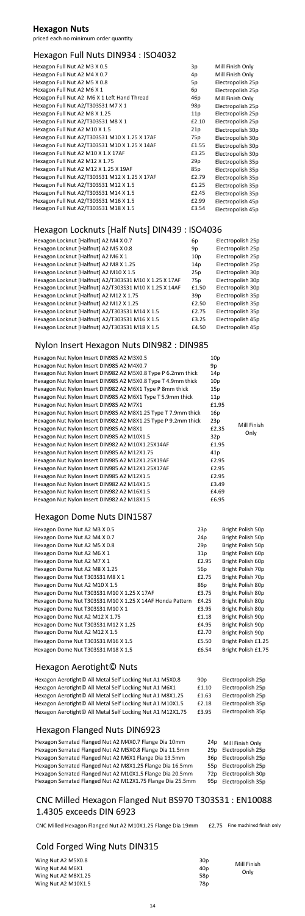## Hexagon Nuts

priced each no minimum order quantity

### Hexagon Full Nuts DIN934 : ISO4032

| Description | Price | Finish |
|---|---|---|
| Hexagon Full Nut A2 M3 X 0.5 | 3p | Mill Finish Only |
| Hexagon Full Nut A2 M4 X 0.7 | 4p | Mill Finish Only |
| Hexagon Full Nut A2 M5 X 0.8 | 5p | Electropolish 25p |
| Hexagon Full Nut A2 M6 X 1 | 6p | Electropolish 25p |
| Hexagon Full Nut A2 M6 X 1 Left Hand Thread | 46p | Mill Finish Only |
| Hexagon Full Nut A2/T303S31 M7 X 1 | 98p | Electropolish 25p |
| Hexagon Full Nut A2 M8 X 1.25 | 11p | Electropolish 25p |
| Hexagon Full Nut A2/T303S31 M8 X 1 | £2.10 | Electropolish 25p |
| Hexagon Full Nut A2 M10 X 1.5 | 21p | Electropolish 30p |
| Hexagon Full Nut A2/T303S31 M10 X 1.25 X 17AF | 75p | Electropolish 30p |
| Hexagon Full Nut A2/T303S31 M10 X 1.25 X 14AF | £1.55 | Electropolish 30p |
| Hexagon Full Nut A2 M10 X 1.X 17AF | £3.25 | Electropolish 30p |
| Hexagon Full Nut A2 M12 X 1.75 | 29p | Electropolish 35p |
| Hexagon Full Nut A2 M12 X 1.25 X 19AF | 85p | Electropolish 35p |
| Hexagon Full Nut A2/T303S31 M12 X 1.25 X 17AF | £2.79 | Electropolish 35p |
| Hexagon Full Nut A2/T303S31 M12 X 1.5 | £1.25 | Electropolish 35p |
| Hexagon Full Nut A2/T303S31 M14 X 1.5 | £2.45 | Electropolish 35p |
| Hexagon Full Nut A2/T303S31 M16 X 1.5 | £2.99 | Electropolish 45p |
| Hexagon Full Nut A2/T303S31 M18 X 1.5 | £3.54 | Electropolish 45p |

### Hexagon Locknuts [Halfnut] DIN439 : ISO4036

| Description | Price | Finish |
|---|---|---|
| Hexagon Locknut [Halfnut] A2 M4 X 0.7 | 6p | Electropolish 25p |
| Hexagon Locknut [Halfnut] A2 M5 X 0.8 | 9p | Electropolish 25p |
| Hexagon Locknut [Halfnut] A2 M6 X 1 | 10p | Electropolish 25p |
| Hexagon Locknut [Halfnut] A2 M8 X 1.25 | 14p | Electropolish 25p |
| Hexagon Locknut [Halfnut] A2 M10 X 1.5 | 25p | Electropolish 30p |
| Hexagon Locknut [Halfnut] A2/T303S31 M10 X 1.25 X 17AF | 75p | Electropolish 30p |
| Hexagon Locknut [Halfnut] A2/T303S31 M10 X 1.25 X 14AF | £1.50 | Electropolish 30p |
| Hexagon Locknut [Halfnut] A2 M12 X 1.75 | 39p | Electropolish 35p |
| Hexagon Locknut [Halfnut] A2 M12 X 1.25 | £2.50 | Electropolish 35p |
| Hexagon Locknut [Halfnut] A2/T303S31 M14 X 1.5 | £2.75 | Electropolish 35p |
| Hexagon Locknut [Halfnut] A2/T303S31 M16 X 1.5 | £3.25 | Electropolish 45p |
| Hexagon Locknut [Halfnut] A2/T303S31 M18 X 1.5 | £4.50 | Electropolish 45p |

### Nylon Insert Hexagon Nuts DIN982 : DIN985

Mill Finish Only

| Description | Price |
|---|---|
| Hexagon Nut Nylon Insert DIN985 A2 M3X0.5 | 10p |
| Hexagon Nut Nylon Insert DIN985 A2 M4X0.7 | 9p |
| Hexagon Nut Nylon Insert DIN982 A2 M5X0.8 Type P 6.2mm thick | 14p |
| Hexagon Nut Nylon Insert DIN985 A2 M5X0.8 Type T 4.9mm thick | 10p |
| Hexagon Nut Nylon Insert DIN982 A2 M6X1 Type P 8mm thick | 15p |
| Hexagon Nut Nylon Insert DIN985 A2 M6X1 Type T 5.9mm thick | 11p |
| Hexagon Nut Nylon Insert DIN985 A2 M7X1 | £1.95 |
| Hexagon Nut Nylon Insert DIN985 A2 M8X1.25 Type T 7.9mm thick | 16p |
| Hexagon Nut Nylon Insert DIN982 A2 M8X1.25 Type P 9.2mm thick | 23p |
| Hexagon Nut Nylon Insert DIN985 A2 M8X1 | £2.35 |
| Hexagon Nut Nylon Insert DIN985 A2 M10X1.5 | 32p |
| Hexagon Nut Nylon Insert DIN982 A2 M10X1.25X14AF | £1.95 |
| Hexagon Nut Nylon Insert DIN985 A2 M12X1.75 | 41p |
| Hexagon Nut Nylon Insert DIN985 A2 M12X1.25X19AF | £2.95 |
| Hexagon Nut Nylon Insert DIN985 A2 M12X1.25X17AF | £2.95 |
| Hexagon Nut Nylon Insert DIN985 A2 M12X1.5 | £2.95 |
| Hexagon Nut Nylon Insert DIN982 A2 M14X1.5 | £3.49 |
| Hexagon Nut Nylon Insert DIN982 A2 M16X1.5 | £4.69 |
| Hexagon Nut Nylon Insert DIN982 A2 M18X1.5 | £6.95 |

### Hexagon Dome Nuts DIN1587

| Description | Price | Finish |
|---|---|---|
| Hexagon Dome Nut A2 M3 X 0.5 | 23p | Bright Polish 50p |
| Hexagon Dome Nut A2 M4 X 0.7 | 24p | Bright Polish 50p |
| Hexagon Dome Nut A2 M5 X 0.8 | 29p | Bright Polish 50p |
| Hexagon Dome Nut A2 M6 X 1 | 31p | Bright Polish 60p |
| Hexagon Dome Nut A2 M7 X 1 | £2.95 | Bright Polish 60p |
| Hexagon Dome Nut A2 M8 X 1.25 | 56p | Bright Polish 70p |
| Hexagon Dome Nut T303S31 M8 X 1 | £2.75 | Bright Polish 70p |
| Hexagon Dome Nut A2 M10 X 1.5 | 86p | Bright Polish 80p |
| Hexagon Dome Nut T303S31 M10 X 1.25 X 17AF | £3.75 | Bright Polish 80p |
| Hexagon Dome Nut T303S31 M10 X 1.25 X 14AF Honda Pattern | £4.25 | Bright Polish 80p |
| Hexagon Dome Nut T303S31 M10 X 1 | £3.95 | Bright Polish 80p |
| Hexagon Dome Nut A2 M12 X 1.75 | £1.18 | Bright Polish 90p |
| Hexagon Dome Nut T303S31 M12 X 1.25 | £4.95 | Bright Polish 90p |
| Hexagon Dome Nut A2 M12 X 1.5 | £2.70 | Bright Polish 90p |
| Hexagon Dome Nut T303S31 M16 X 1.5 | £5.50 | Bright Polish £1.25 |
| Hexagon Dome Nut T303S31 M18 X 1.5 | £6.54 | Bright Polish £1.75 |

### Hexagon Aerotight© Nuts

| Description | Price | Finish |
|---|---|---|
| Hexagon Aerotight© All Metal Self Locking Nut A1 M5X0.8 | 90p | Electropolish 25p |
| Hexagon Aerotight© All Metal Self Locking Nut A1 M6X1 | £1.10 | Electropolish 25p |
| Hexagon Aerotight© All Metal Self Locking Nut A1 M8X1.25 | £1.63 | Electropolish 25p |
| Hexagon Aerotight© All Metal Self Locking Nut A1 M10X1.5 | £2.18 | Electropolish 35p |
| Hexagon Aerotight© All Metal Self Locking Nut A1 M12X1.75 | £3.95 | Electropolish 35p |

### Hexagon Flanged Nuts DIN6923

| Description | Price | Finish |
|---|---|---|
| Hexagon Serrated Flanged Nut A2 M4X0.7 Flange Dia 10mm | 24p | Mill Finish Only |
| Hexagon Serrated Flanged Nut A2 M5X0.8 Flange Dia 11.5mm | 29p | Electropolish 25p |
| Hexagon Serrated Flanged Nut A2 M6X1 Flange Dia 13.5mm | 36p | Electropolish 25p |
| Hexagon Serrated Flanged Nut A2 M8X1.25 Flange Dia 16.5mm | 55p | Electropolish 25p |
| Hexagon Serrated Flanged Nut A2 M10X1.5 Flange Dia 20.5mm | 72p | Electropolish 30p |
| Hexagon Serrated Flanged Nut A2 M12X1.75 Flange Dia 25.5mm | 95p | Electropolish 35p |

### CNC Milled Hexagon Flanged Nut BS970 T303S31 : EN10088 1.4305 exceeds DIN 6923

| Description | Price | Finish |
|---|---|---|
| CNC Milled Hexagon Flanged Nut A2 M10X1.25 Flange Dia 19mm | £2.75 | Fine machined finish only |

### Cold Forged Wing Nuts DIN315

Mill Finish Only

| Description | Price |
|---|---|
| Wing Nut A2 M5X0.8 | 30p |
| Wing Nut A4 M6X1 | 40p |
| Wing Nut A2 M8X1.25 | 58p |
| Wing Nut A2 M10X1.5 | 78p |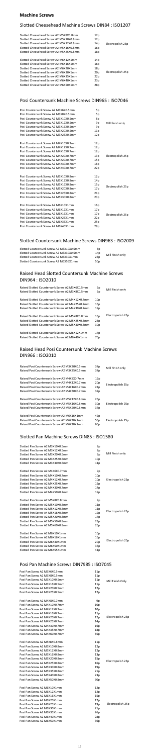## Machine Screws

### Slotted Cheesehead Machine Screws DIN84 : ISO1207

| Description | Price | Finish |
|---|---|---|
| Slotted Cheesehead Screw A2 M5X8X0.8mm | 12p | |
| Slotted Cheesehead Screw A2 M5X10X0.8mm | 12p | |
| Slotted Cheesehead Screw A2 M5X12X0.8mm | 14p | Electropolish 25p |
| Slotted Cheesehead Screw A2 M5X16X0.8mm | 16p | |
| Slotted Cheesehead Screw A2 M5X25X0.8mm | 18p | |
| Slotted Cheesehead Screw A2 M6X12X1mm | 14p | |
| Slotted Cheesehead Screw A2 M6X16X1mm | 16p | |
| Slotted Cheesehead Screw A2 M6X20X1mm | 18p | |
| Slotted Cheesehead Screw A2 M6X30X1mm | 20p | Electropolish 25p |
| Slotted Cheesehead Screw A2 M6X35X1mm | 22p | |
| Slotted Cheesehead Screw A2 M6X40X1mm | 23p | |
| Slotted Cheesehead Screw A2 M6X50X1mm | 28p | |

### Posi Countersunk Machine Screws DIN965 : ISO7046

| Description | Price | Finish |
|---|---|---|
| Posi Countersunk Screw A2 M3X6X0.5mm | 5p | |
| Posi Countersunk Screw A2 M3X8X0.5mm | 5p | |
| Posi Countersunk Screw A2 M3X10X0.5mm | 8p | |
| Posi Countersunk Screw A2 M3X12X0.5mm | 9p | Mill finish only |
| Posi Countersunk Screw A2 M3X16X0.5mm | 9p | |
| Posi Countersunk Screw A2 M3X20X0.5mm | 11p | |
| Posi Countersunk Screw A2 M3X25X0.5mm | 12p | |
| Posi Countersunk Screw A2 M4X10X0.7mm | 12p | |
| Posi Countersunk Screw A2 M4X12X0.7mm | 12p | |
| Posi Countersunk Screw A2 M4X16X0.7mm | 12p | |
| Posi Countersunk Screw A2 M4X20X0.7mm | 13p | Electropolish 25p |
| Posi Countersunk Screw A2 M4X25X0.7mm | 15p | |
| Posi Countersunk Screw A2 M4X30X0.7mm | 18p | |
| Posi Countersunk Screw A2 M4X40X0.7mm | 22p | |
| Posi Countersunk Screw A2 M5X10X0.8mm | 12p | |
| Posi Countersunk Screw A2 M5X12X0.8mm | 14p | |
| Posi Countersunk Screw A2 M5X16X0.8mm | 15p | |
| Posi Countersunk Screw A2 M5X20X0.8mm | 17p | Electropolish 25p |
| Posi Countersunk Screw A2 M5X25X0.8mm | 21p | |
| Posi Countersunk Screw A2 M5X30X0.8mm | 23p | |
| Posi Countersunk Screw A2 M6X10X1mm | 16p | |
| Posi Countersunk Screw A2 M6X12X1mm | 17p | |
| Posi Countersunk Screw A2 M6X16X1mm | 17p | |
| Posi Countersunk Screw A2 M6X25X1mm | 22p | Electropolish 25p |
| Posi Countersunk Screw A2 M6X35X1mm | 25p | |
| Posi Countersunk Screw A2 M6X40X1mm | 29p | |

### Slotted Countersunk Machine Screws DIN963 : ISO2009

| Description | Price | Finish |
|---|---|---|
| Slotted Countersunk Screw A2 M3X10X0.5mm | 8p | |
| Slotted Countersunk Screw A2 M3X30X0.5mm | 14p | Mill Finish only |
| Slotted Countersunk Screw A2 M6X30X1mm | 23p | |
| Slotted Countersunk Screw A2 M6X55X1mm | 50p | |

### Raised Head Slotted Countersunk Machine Screws DIN964 : ISO2010

| Description | Price | Finish |
|---|---|---|
| Raised Slotted Countersunk Screw A2 M3X6X0.5mm | 5p | Mill Finish only |
| Raised Slotted Countersunk Screw A2 M3X8X0.5mm | 5p | |
| Raised Slotted Countersunk Screw A2 M4X12X0.7mm | 10p | |
| Raised Slotted Countersunk Screw A2 M4X25X0.7mm | 15p | |
| Raised Slotted Countersunk Screw A2 M4X30X0.7mm | 19p | |
| Raised Slotted Countersunk Screw A2 M5X8X0.8mm | 16p | Electropolish 25p |
| Raised Slotted Countersunk Screw A2 M5X25X0.8mm | 28p | |
| Raised Slotted Countersunk Screw A2 M5X30X0.8mm | 30p | |
| Raised Slotted Countersunk Screw A2 M6X12X1mm | 14p | |
| Raised Slotted Countersunk Screw A2 M6X40X1mm | 70p | |

### Raised Head Posi Countersunk Machine Screws DIN966 : ISO7047

| Description | Price | Finish |
|---|---|---|
| Raised Posi Countersunk Screw A2 M3X20X0.5mm | 37p | Mill Finish only |
| Raised Posi Countersunk Screw A2 M3X25X0.5mm | 37p | |
| Raised Posi Countersunk Screw A2 M4X8X0.7mm | 12p | |
| Raised Posi Countersunk Screw A2 M4X12X0.7mm | 20p | Electropolish 25p |
| Raised Posi Countersunk Screw A2 M4X16X0.7mm | 24p | |
| Raised Posi Countersunk Screw A2 M4X30X0.7mm | 37p | |
| Raised Posi Countersunk Screw A2 M5X12X0.8mm | 26p | |
| Raised Posi Countersunk Screw A2 M5X16X0.8mm | 30p | Electropolish 25p |
| Raised Posi Countersunk Screw A2 M5X20X0.8mm | 37p | |
| Raised Posi Countersunk Screw A2 M6X16X1mm | 42p | |
| Raised Posi Countersunk Screw A2 M6X20X1mm | 56p | Electropolish 25p |
| Raised Posi Countersunk Screw A2 M6X30X1mm | 60p | |

### Slotted Pan Machine Screws DIN85 : ISO1580

| Description | Price | Finish |
|---|---|---|
| Slotted Pan Screw A2 M3X10X0.5mm | 8p | |
| Slotted Pan Screw A2 M3X12X0.5mm | 8p | |
| Slotted Pan Screw A2 M3X20X0.5mm | 9p | Mill Finish only |
| Slotted Pan Screw A2 M3X25X0.5mm | 10p | |
| Slotted Pan Screw A2 M3X30X0.5mm | 11p | |
| Slotted Pan Screw A2 M4X6X0.7mm | 9p | |
| Slotted Pan Screw A2 M4X10X0.7mm | 10p | |
| Slotted Pan Screw A2 M4X12X0.7mm | 10p | Electropolish 25p |
| Slotted Pan Screw A2 M4X25X0.7mm | 12p | |
| Slotted Pan Screw A2 M4X30X0.7mm | 14p | |
| Slotted Pan Screw A2 M4X50X0.7mm | 19p | |
| Slotted Pan Screw A2 M5X8X0.8mm | 9p | |
| Slotted Pan Screw A2 M5X10X0.8mm | 11p | |
| Slotted Pan Screw A2 M5X12X0.8mm | 11p | |
| Slotted Pan Screw A4 M5X16X0.8mm | 12p | Electropolish 25p |
| Slotted Pan Screw A2 M5X20X0.8mm | 14p | |
| Slotted Pan Screw A2 M5X50X0.8mm | 23p | |
| Slotted Pan Screw A2 M5X60X0.8mm | 26p | |
| Slotted Pan Screw A2 M6X10X1mm | 10p | |
| Slotted Pan Screw A2 M6X16X1mm | 15p | |
| Slotted Pan Screw A2 M6X30X1mm | 20p | Electropolish 25p |
| Slotted Pan Screw A2 M6X50X1mm | 35p | |
| Slotted Pan Screw A2 M6X55X1mm | 41p | |

### Posi Pan Machine Screws DIN7985 : ISO7045

| Description | Price | Finish |
|---|---|---|
| Posi Pan Screw A2 M3X6X0.5mm | 11p | |
| Posi Pan Screw A2 M3X8X0.5mm | 11p | |
| Posi Pan Screw A2 M3X10X0.5mm | 11p | Mill Finish Only |
| Posi Pan Screw A2 M3X16X0.5mm | 11p | |
| Posi Pan Screw A2 M3X20X0.5mm | 12p | |
| Posi Pan Screw A2 M3X25X0.5mm | 12p | |
| Posi Pan Screw A2 M4X8X0.7mm | 9p | |
| Posi Pan Screw A2 M4X10X0.7mm | 10p | |
| Posi Pan Screw A2 M4X12X0.7mm | 10p | |
| Posi Pan Screw A2 M4X16X0.7mm | 11p | |
| Posi Pan Screw A2 M4X20X0.7mm | 12p | Electropolish 25p |
| Posi Pan Screw A2 M4X25X0.7mm | 14p | |
| Posi Pan Screw A2 M4X30X0.7mm | 16p | |
| Posi Pan Screw A2 M4X35X0.7mm | 18p | |
| Posi Pan Screw A2 M4X60X0.7mm | 85p | |
| Posi Pan Screw A2 M5X8X0.8mm | 11p | |
| Posi Pan Screw A2 M5X10X0.8mm | 12p | |
| Posi Pan Screw A2 M5X12X0.8mm | 12p | |
| Posi Pan Screw A2 M5X16X0.8mm | 13p | |
| Posi Pan Screw A2 M5X20X0.8mm | 15p | Electropolish 25p |
| Posi Pan Screw A2 M5X25X0.8mm | 16p | |
| Posi Pan Screw A2 M5X30X0.8mm | 19p | |
| Posi Pan Screw A2 M5X35X0.8mm | 21p | |
| Posi Pan Screw A2 M5X40X0.8mm | 23p | |
| Posi Pan Screw A2 M5X50X0.8mm | 30p | |
| Posi Pan Screw A2 M6X10X1mm | 12p | |
| Posi Pan Screw A2 M6X12X1mm | 12p | |
| Posi Pan Screw A2 M6X16X1mm | 15p | |
| Posi Pan Screw A2 M6X20X1mm | 17p | |
| Posi Pan Screw A2 M6X25X1mm | 19p | Electropolish 25p |
| Posi Pan Screw A2 M6X30X1mm | 21p | |
| Posi Pan Screw A2 M6X35X1mm | 26p | |
| Posi Pan Screw A2 M6X40X1mm | 28p | |
| Posi Pan Screw A2 M6X50X1mm | 36p | |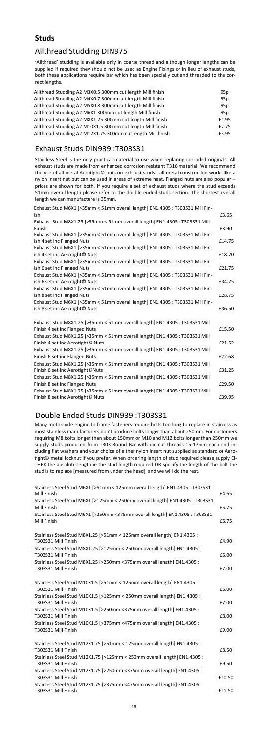## Studs

### Allthread Studding DIN975

'Allthread' studding is available only in coarse thread and although longer lengths can be supplied if required they should not be used as Engine Fixings or in lieu of exhaust studs, both these applications require bar which has been specially cut and threaded to the correct lengths.

| Description | Price |
|---|---|
| Allthread Studding A2 M3X0.5 300mm cut length Mill finish | 95p |
| Allthread Studding A2 M4X0.7 300mm cut length Mill finish | 95p |
| Allthread Studding A2 M5X0.8 300mm cut length Mill finish | 95p |
| Allthread Studding A2 M6X1 300mm cut length Mill finish | 95p |
| Allthread Studding A2 M8X1.25 300mm cut length Mill finish | £1.95 |
| Allthread Studding A2 M10X1.5 300mm cut length Mill finish | £2.75 |
| Allthread Studding A2 M12X1.75 300mm cut length Mill finish | £3.95 |

### Exhaust Studs DIN939 :T303S31

Stainless Steel is the only practical material to use when replacing corroded originals. All exhaust studs are made from enhanced corrosion resistant T316 material. We recommend the use of all metal Aerotight© nuts on exhaust studs - all metal construction works like a nylon insert nut but can be used in areas of extreme heat. Flanged nuts are also popular – prices are shown for both. If you require a set of exhaust studs where the stud exceeds 51mm overall length please refer to the double ended studs section. The shortest overall length we can manufacture is 35mm.

| Description | Price |
|---|---|
| Exhaust Stud M6X1 [>35mm < 51mm overall length] EN1.4305 : T303S31 Mill Finish | £3.65 |
| Exhaust Stud M8X1.25 [>35mm < 51mm overall length] EN1.4305 : T303S31 Mill Finish | £3.90 |
| Exhaust Stud M6X1 [>35mm < 51mm overall length] EN1.4305 : T303S31 Mill Finish 4 set inc Flanged Nuts | £14.75 |
| Exhaust Stud M6X1 [>35mm < 51mm overall length] EN1.4305 : T303S31 Mill Finish 4 set inc Aerotight© Nuts | £18.70 |
| Exhaust Stud M6X1 [>35mm < 51mm overall length] EN1.4305 : T303S31 Mill Finish 6 set inc Flanged Nuts | £21.75 |
| Exhaust Stud M6X1 [>35mm < 51mm overall length] EN1.4305 : T303S31 Mill Finish 6 set inc Aerotight© Nuts | £34.75 |
| Exhaust Stud M6X1 [>35mm < 51mm overall length] EN1.4305 : T303S31 Mill Finish 8 set inc Flanged Nuts | £28.75 |
| Exhaust Stud M6X1 [>35mm < 51mm overall length] EN1.4305 : T303S31 Mill Finish 8 set inc Aerotight© Nuts | £36.50 |
| Exhaust Stud M8X1.25 [>35mm < 51mm overall length] EN1.4305 : T303S31 Mill Finish 4 set inc Flanged Nuts | £15.50 |
| Exhaust Stud M8X1.25 [>35mm < 51mm overall length] EN1.4305 : T303S31 Mill Finish 4 set inc Aerotight© Nuts | £21.52 |
| Exhaust Stud M8X1.25 [>35mm < 51mm overall length] EN1.4305 : T303S31 Mill Finish 6 set inc Flanged Nuts | £22.68 |
| Exhaust Stud M8X1.25 [>35mm < 51mm overall length] EN1.4305 : T303S31 Mill Finish 6 set inc Aerotight©Nuts | £31.25 |
| Exhaust Stud M8X1.25 [>35mm < 51mm overall length] EN1.4305 : T303S31 Mill Finish 8 set inc Flanged Nuts | £29.50 |
| Exhaust Stud M8X1.25 [>35mm < 51mm overall length] EN1.4305 : T303S31 Mill Finish 8 set inc Aerotight© Nuts | £39.95 |

### Double Ended Studs DIN939 :T303S31

Many motorcycle engine to frame fasteners require bolts too long to replace in stainless as most stainless manufacturers don't produce bolts longer than about 250mm. For customers requiring M8 bolts longer than about 150mm or M10 and M12 bolts longer than 250mm we supply studs produced from T303 Round Bar with die cut threads 15-17mm each end including flat washers and your choice of either nylon insert nut supplied as standard or Aerotight© metal locknut if you prefer. When ordering length of stud required please supply EITHER the absolute length ie the stud length required OR specify the length of the bolt the stud is to replace [measured from under the head] and we will do the rest.

| Description | Price |
|---|---|
| Stainless Steel Stud M6X1 [>51mm < 125mm overall length] EN1.4305 : T303S31 Mill Finish | £4.65 |
| Stainless Steel Stud M6X1 [>125mm < 250mm overall length] EN1.4305 : T303S31 Mill Finish | £5.75 |
| Stainless Steel Stud M6X1 [>250mm <375mm overall length] EN1.4305 : T303S31 Mill Finish | £6.75 |
| Stainless Steel Stud M8X1.25 [>51mm < 125mm overall length] EN1.4305 : T303S31 Mill Finish | £4.90 |
| Stainless Steel Stud M8X1.25 [>125mm < 250mm overall length] EN1.4305 : T303S31 Mill Finish | £6.00 |
| Stainless Steel Stud M8X1.25 [>250mm <375mm overall length] EN1.4305 : T303S31 Mill Finish | £7.00 |
| Stainless Steel Stud M10X1.5 [>51mm < 125mm overall length] EN1.4305 : T303S31 Mill Finish | £6.00 |
| Stainless Steel Stud M10X1.5 [>125mm < 250mm overall length] EN1.4305 : T303S31 Mill Finish | £7.00 |
| Stainless Steel Stud M10X1.5 [>250mm <375mm overall length] EN1.4305 : T303S31 Mill Finish | £8.00 |
| Stainless Steel Stud M10X1.5 [>375mm <475mm overall length] EN1.4305 : T303S31 Mill Finish | £9.00 |
| Stainless Steel Stud M12X1.75 [>51mm < 125mm overall length] EN1.4305 : T303S31 Mill Finish | £8.50 |
| Stainless Steel Stud M12X1.75 [>125mm < 250mm overall length] EN1.4305 : T303S31 Mill Finish | £9.50 |
| Stainless Steel Stud M12X1.75 [>250mm <375mm overall length] EN1.4305 : T303S31 Mill Finish | £10.50 |
| Stainless Steel Stud M12X1.75 [>375mm <475mm overall length] EN1.4305 : T303S31 Mill Finish | £11.50 |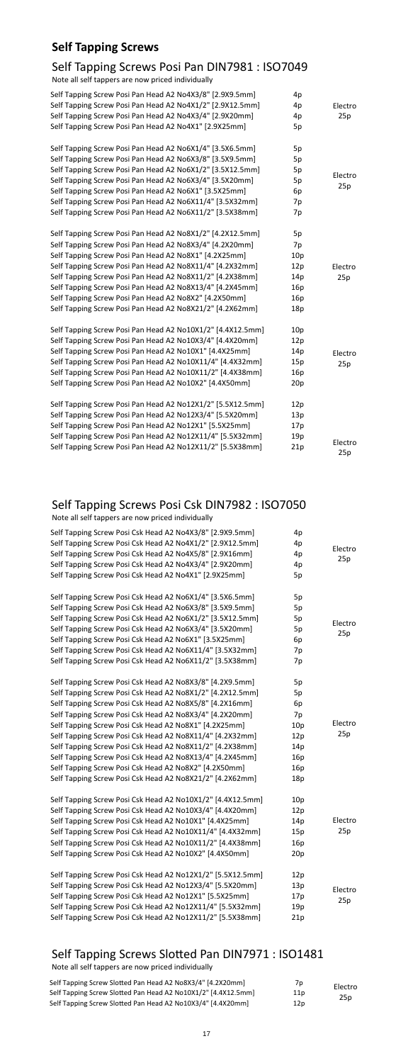## Self Tapping Screws

### Self Tapping Screws Posi Pan DIN7981 : ISO7049

Note all self tappers are now priced individually

| | | |
|---|---|---|
| Self Tapping Screw Posi Pan Head A2 No4X3/8" [2.9X9.5mm] | 4p | Electro 25p |
| Self Tapping Screw Posi Pan Head A2 No4X1/2" [2.9X12.5mm] | 4p | |
| Self Tapping Screw Posi Pan Head A2 No4X3/4" [2.9X20mm] | 4p | |
| Self Tapping Screw Posi Pan Head A2 No4X1" [2.9X25mm] | 5p | |
| Self Tapping Screw Posi Pan Head A2 No6X1/4" [3.5X6.5mm] | 5p | Electro 25p |
| Self Tapping Screw Posi Pan Head A2 No6X3/8" [3.5X9.5mm] | 5p | |
| Self Tapping Screw Posi Pan Head A2 No6X1/2" [3.5X12.5mm] | 5p | |
| Self Tapping Screw Posi Pan Head A2 No6X3/4" [3.5X20mm] | 5p | |
| Self Tapping Screw Posi Pan Head A2 No6X1" [3.5X25mm] | 6p | |
| Self Tapping Screw Posi Pan Head A2 No6X11/4" [3.5X32mm] | 7p | |
| Self Tapping Screw Posi Pan Head A2 No6X11/2" [3.5X38mm] | 7p | |
| Self Tapping Screw Posi Pan Head A2 No8X1/2" [4.2X12.5mm] | 5p | Electro 25p |
| Self Tapping Screw Posi Pan Head A2 No8X3/4" [4.2X20mm] | 7p | |
| Self Tapping Screw Posi Pan Head A2 No8X1" [4.2X25mm] | 10p | |
| Self Tapping Screw Posi Pan Head A2 No8X11/4" [4.2X32mm] | 12p | |
| Self Tapping Screw Posi Pan Head A2 No8X11/2" [4.2X38mm] | 14p | |
| Self Tapping Screw Posi Pan Head A2 No8X13/4" [4.2X45mm] | 16p | |
| Self Tapping Screw Posi Pan Head A2 No8X2" [4.2X50mm] | 16p | |
| Self Tapping Screw Posi Pan Head A2 No8X21/2" [4.2X62mm] | 18p | |
| Self Tapping Screw Posi Pan Head A2 No10X1/2" [4.4X12.5mm] | 10p | Electro 25p |
| Self Tapping Screw Posi Pan Head A2 No10X3/4" [4.4X20mm] | 12p | |
| Self Tapping Screw Posi Pan Head A2 No10X1" [4.4X25mm] | 14p | |
| Self Tapping Screw Posi Pan Head A2 No10X11/4" [4.4X32mm] | 15p | |
| Self Tapping Screw Posi Pan Head A2 No10X11/2" [4.4X38mm] | 16p | |
| Self Tapping Screw Posi Pan Head A2 No10X2" [4.4X50mm] | 20p | |
| Self Tapping Screw Posi Pan Head A2 No12X1/2" [5.5X12.5mm] | 12p | Electro 25p |
| Self Tapping Screw Posi Pan Head A2 No12X3/4" [5.5X20mm] | 13p | |
| Self Tapping Screw Posi Pan Head A2 No12X1" [5.5X25mm] | 17p | |
| Self Tapping Screw Posi Pan Head A2 No12X11/4" [5.5X32mm] | 19p | |
| Self Tapping Screw Posi Pan Head A2 No12X11/2" [5.5X38mm] | 21p | |

### Self Tapping Screws Posi Csk DIN7982 : ISO7050

Note all self tappers are now priced individually

| | | |
|---|---|---|
| Self Tapping Screw Posi Csk Head A2 No4X3/8" [2.9X9.5mm] | 4p | Electro 25p |
| Self Tapping Screw Posi Csk Head A2 No4X1/2" [2.9X12.5mm] | 4p | |
| Self Tapping Screw Posi Csk Head A2 No4X5/8" [2.9X16mm] | 4p | |
| Self Tapping Screw Posi Csk Head A2 No4X3/4" [2.9X20mm] | 4p | |
| Self Tapping Screw Posi Csk Head A2 No4X1" [2.9X25mm] | 5p | |
| Self Tapping Screw Posi Csk Head A2 No6X1/4" [3.5X6.5mm] | 5p | Electro 25p |
| Self Tapping Screw Posi Csk Head A2 No6X3/8" [3.5X9.5mm] | 5p | |
| Self Tapping Screw Posi Csk Head A2 No6X1/2" [3.5X12.5mm] | 5p | |
| Self Tapping Screw Posi Csk Head A2 No6X3/4" [3.5X20mm] | 5p | |
| Self Tapping Screw Posi Csk Head A2 No6X1" [3.5X25mm] | 6p | |
| Self Tapping Screw Posi Csk Head A2 No6X11/4" [3.5X32mm] | 7p | |
| Self Tapping Screw Posi Csk Head A2 No6X11/2" [3.5X38mm] | 7p | |
| Self Tapping Screw Posi Csk Head A2 No8X3/8" [4.2X9.5mm] | 5p | Electro 25p |
| Self Tapping Screw Posi Csk Head A2 No8X1/2" [4.2X12.5mm] | 5p | |
| Self Tapping Screw Posi Csk Head A2 No8X5/8" [4.2X16mm] | 6p | |
| Self Tapping Screw Posi Csk Head A2 No8X3/4" [4.2X20mm] | 7p | |
| Self Tapping Screw Posi Csk Head A2 No8X1" [4.2X25mm] | 10p | |
| Self Tapping Screw Posi Csk Head A2 No8X11/4" [4.2X32mm] | 12p | |
| Self Tapping Screw Posi Csk Head A2 No8X11/2" [4.2X38mm] | 14p | |
| Self Tapping Screw Posi Csk Head A2 No8X13/4" [4.2X45mm] | 16p | |
| Self Tapping Screw Posi Csk Head A2 No8X2" [4.2X50mm] | 16p | |
| Self Tapping Screw Posi Csk Head A2 No8X21/2" [4.2X62mm] | 18p | |
| Self Tapping Screw Posi Csk Head A2 No10X1/2" [4.4X12.5mm] | 10p | Electro 25p |
| Self Tapping Screw Posi Csk Head A2 No10X3/4" [4.4X20mm] | 12p | |
| Self Tapping Screw Posi Csk Head A2 No10X1" [4.4X25mm] | 14p | |
| Self Tapping Screw Posi Csk Head A2 No10X11/4" [4.4X32mm] | 15p | |
| Self Tapping Screw Posi Csk Head A2 No10X11/2" [4.4X38mm] | 16p | |
| Self Tapping Screw Posi Csk Head A2 No10X2" [4.4X50mm] | 20p | |
| Self Tapping Screw Posi Csk Head A2 No12X1/2" [5.5X12.5mm] | 12p | Electro 25p |
| Self Tapping Screw Posi Csk Head A2 No12X3/4" [5.5X20mm] | 13p | |
| Self Tapping Screw Posi Csk Head A2 No12X1" [5.5X25mm] | 17p | |
| Self Tapping Screw Posi Csk Head A2 No12X11/4" [5.5X32mm] | 19p | |
| Self Tapping Screw Posi Csk Head A2 No12X11/2" [5.5X38mm] | 21p | |

### Self Tapping Screws Slotted Pan DIN7971 : ISO1481

Note all self tappers are now priced individually

| | | |
|---|---|---|
| Self Tapping Screw Slotted Pan Head A2 No8X3/4" [4.2X20mm] | 7p | Electro 25p |
| Self Tapping Screw Slotted Pan Head A2 No10X1/2" [4.4X12.5mm] | 11p | |
| Self Tapping Screw Slotted Pan Head A2 No10X3/4" [4.4X20mm] | 12p | |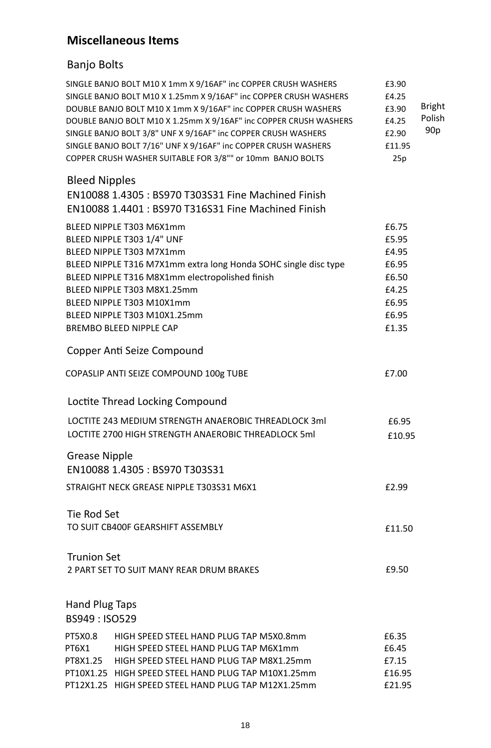## Miscellaneous Items

### Banjo Bolts

| Item | Price |
|---|---|
| SINGLE BANJO BOLT M10 X 1mm X 9/16AF" inc COPPER CRUSH WASHERS | £3.90 |
| SINGLE BANJO BOLT M10 X 1.25mm X 9/16AF" inc COPPER CRUSH WASHERS | £4.25 |
| DOUBLE BANJO BOLT M10 X 1mm X 9/16AF" inc COPPER CRUSH WASHERS | £3.90 |
| DOUBLE BANJO BOLT M10 X 1.25mm X 9/16AF" inc COPPER CRUSH WASHERS | £4.25 |
| SINGLE BANJO BOLT 3/8" UNF X 9/16AF" inc COPPER CRUSH WASHERS | £2.90 |
| SINGLE BANJO BOLT 7/16" UNF X 9/16AF" inc COPPER CRUSH WASHERS | £11.95 |
| COPPER CRUSH WASHER SUITABLE FOR 3/8"" or 10mm BANJO BOLTS | 25p |

Bright Polish 90p

### Bleed Nipples

EN10088 1.4305 : BS970 T303S31 Fine Machined Finish
EN10088 1.4401 : BS970 T316S31 Fine Machined Finish

| Item | Price |
|---|---|
| BLEED NIPPLE T303 M6X1mm | £6.75 |
| BLEED NIPPLE T303 1/4" UNF | £5.95 |
| BLEED NIPPLE T303 M7X1mm | £4.95 |
| BLEED NIPPLE T316 M7X1mm extra long Honda SOHC single disc type | £6.95 |
| BLEED NIPPLE T316 M8X1mm electropolished finish | £6.50 |
| BLEED NIPPLE T303 M8X1.25mm | £4.25 |
| BLEED NIPPLE T303 M10X1mm | £6.95 |
| BLEED NIPPLE T303 M10X1.25mm | £6.95 |
| BREMBO BLEED NIPPLE CAP | £1.35 |

### Copper Anti Seize Compound

| Item | Price |
|---|---|
| COPASLIP ANTI SEIZE COMPOUND 100g TUBE | £7.00 |

### Loctite Thread Locking Compound

| Item | Price |
|---|---|
| LOCTITE 243 MEDIUM STRENGTH ANAEROBIC THREADLOCK 3ml | £6.95 |
| LOCTITE 2700 HIGH STRENGTH ANAEROBIC THREADLOCK 5ml | £10.95 |

### Grease Nipple

EN10088 1.4305 : BS970 T303S31

| Item | Price |
|---|---|
| STRAIGHT NECK GREASE NIPPLE T303S31 M6X1 | £2.99 |

### Tie Rod Set

| Item | Price |
|---|---|
| TO SUIT CB400F GEARSHIFT ASSEMBLY | £11.50 |

### Trunion Set

| Item | Price |
|---|---|
| 2 PART SET TO SUIT MANY REAR DRUM BRAKES | £9.50 |

### Hand Plug Taps

BS949 : ISO529

| Code | Item | Price |
|---|---|---|
| PT5X0.8 | HIGH SPEED STEEL HAND PLUG TAP M5X0.8mm | £6.35 |
| PT6X1 | HIGH SPEED STEEL HAND PLUG TAP M6X1mm | £6.45 |
| PT8X1.25 | HIGH SPEED STEEL HAND PLUG TAP M8X1.25mm | £7.15 |
| PT10X1.25 | HIGH SPEED STEEL HAND PLUG TAP M10X1.25mm | £16.95 |
| PT12X1.25 | HIGH SPEED STEEL HAND PLUG TAP M12X1.25mm | £21.95 |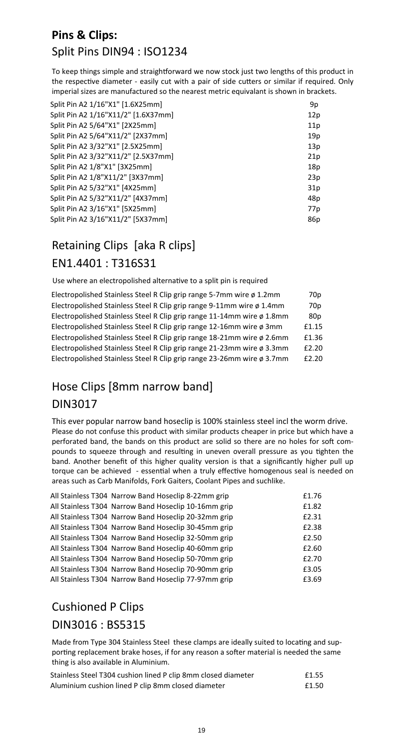# Pins & Clips:

## Split Pins DIN94 : ISO1234

To keep things simple and straightforward we now stock just two lengths of this product in the respective diameter - easily cut with a pair of side cutters or similar if required. Only imperial sizes are manufactured so the nearest metric equivalant is shown in brackets.

| | |
|---|---|
| Split Pin A2 1/16"X1" [1.6X25mm] | 9p |
| Split Pin A2 1/16"X11/2" [1.6X37mm] | 12p |
| Split Pin A2 5/64"X1" [2X25mm] | 11p |
| Split Pin A2 5/64"X11/2" [2X37mm] | 19p |
| Split Pin A2 3/32"X1" [2.5X25mm] | 13p |
| Split Pin A2 3/32"X11/2" [2.5X37mm] | 21p |
| Split Pin A2 1/8"X1" [3X25mm] | 18p |
| Split Pin A2 1/8"X11/2" [3X37mm] | 23p |
| Split Pin A2 5/32"X1" [4X25mm] | 31p |
| Split Pin A2 5/32"X11/2" [4X37mm] | 48p |
| Split Pin A2 3/16"X1" [5X25mm] | 77p |
| Split Pin A2 3/16"X11/2" [5X37mm] | 86p |

## Retaining Clips [aka R clips]

## EN1.4401 : T316S31

Use where an electropolished alternative to a split pin is required

| | |
|---|---|
| Electropolished Stainless Steel R Clip grip range 5-7mm wire ø 1.2mm | 70p |
| Electropolished Stainless Steel R Clip grip range 9-11mm wire ø 1.4mm | 70p |
| Electropolished Stainless Steel R Clip grip range 11-14mm wire ø 1.8mm | 80p |
| Electropolished Stainless Steel R Clip grip range 12-16mm wire ø 3mm | £1.15 |
| Electropolished Stainless Steel R Clip grip range 18-21mm wire ø 2.6mm | £1.36 |
| Electropolished Stainless Steel R Clip grip range 21-23mm wire ø 3.3mm | £2.20 |
| Electropolished Stainless Steel R Clip grip range 23-26mm wire ø 3.7mm | £2.20 |

## Hose Clips [8mm narrow band]

## DIN3017

This ever popular narrow band hoseclip is 100% stainless steel incl the worm drive. Please do not confuse this product with similar products cheaper in price but which have a perforated band, the bands on this product are solid so there are no holes for soft compounds to squeeze through and resulting in uneven overall pressure as you tighten the band. Another benefit of this higher quality version is that a significantly higher pull up torque can be achieved - essential when a truly effective homogenous seal is needed on areas such as Carb Manifolds, Fork Gaiters, Coolant Pipes and suchlike.

| | |
|---|---|
| All Stainless T304 Narrow Band Hoseclip 8-22mm grip | £1.76 |
| All Stainless T304 Narrow Band Hoseclip 10-16mm grip | £1.82 |
| All Stainless T304 Narrow Band Hoseclip 20-32mm grip | £2.31 |
| All Stainless T304 Narrow Band Hoseclip 30-45mm grip | £2.38 |
| All Stainless T304 Narrow Band Hoseclip 32-50mm grip | £2.50 |
| All Stainless T304 Narrow Band Hoseclip 40-60mm grip | £2.60 |
| All Stainless T304 Narrow Band Hoseclip 50-70mm grip | £2.70 |
| All Stainless T304 Narrow Band Hoseclip 70-90mm grip | £3.05 |
| All Stainless T304 Narrow Band Hoseclip 77-97mm grip | £3.69 |

## Cushioned P Clips

## DIN3016 : BS5315

Made from Type 304 Stainless Steel these clamps are ideally suited to locating and supporting replacement brake hoses, if for any reason a softer material is needed the same thing is also available in Aluminium.

| | |
|---|---|
| Stainless Steel T304 cushion lined P clip 8mm closed diameter | £1.55 |
| Aluminium cushion lined P clip 8mm closed diameter | £1.50 |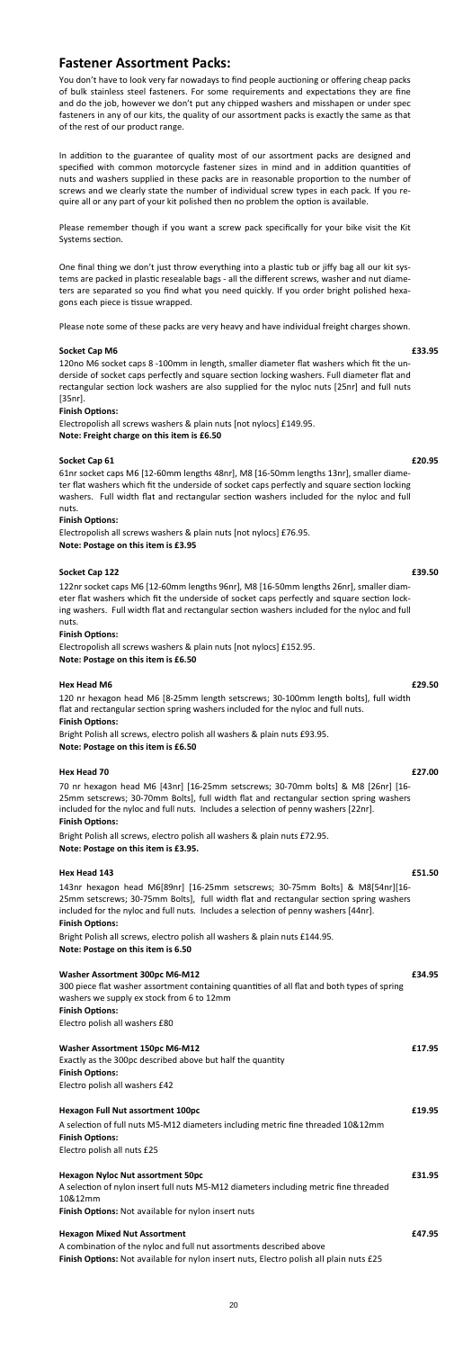## Fastener Assortment Packs:

You don't have to look very far nowadays to find people auctioning or offering cheap packs of bulk stainless steel fasteners. For some requirements and expectations they are fine and do the job, however we don't put any chipped washers and misshapen or under spec fasteners in any of our kits, the quality of our assortment packs is exactly the same as that of the rest of our product range.

In addition to the guarantee of quality most of our assortment packs are designed and specified with common motorcycle fastener sizes in mind and in addition quantities of nuts and washers supplied in these packs are in reasonable proportion to the number of screws and we clearly state the number of individual screw types in each pack. If you require all or any part of your kit polished then no problem the option is available.

Please remember though if you want a screw pack specifically for your bike visit the Kit Systems section.

One final thing we don't just throw everything into a plastic tub or jiffy bag all our kit systems are packed in plastic resealable bags - all the different screws, washer and nut diameters are separated so you find what you need quickly. If you order bright polished hexagons each piece is tissue wrapped.

Please note some of these packs are very heavy and have individual freight charges shown.

**Socket Cap M6** **£33.95**

120no M6 socket caps 8 -100mm in length, smaller diameter flat washers which fit the underside of socket caps perfectly and square section locking washers. Full diameter flat and rectangular section lock washers are also supplied for the nyloc nuts [25nr] and full nuts [35nr].

**Finish Options:**

Electropolish all screws washers & plain nuts [not nylocs] £149.95.

**Note: Freight charge on this item is £6.50**

**Socket Cap 61** **£20.95**

61nr socket caps M6 [12-60mm lengths 48nr], M8 [16-50mm lengths 13nr], smaller diameter flat washers which fit the underside of socket caps perfectly and square section locking washers. Full width flat and rectangular section washers included for the nyloc and full nuts.

**Finish Options:**

Electropolish all screws washers & plain nuts [not nylocs] £76.95.

**Note: Postage on this item is £3.95**

**Socket Cap 122** **£39.50**

122nr socket caps M6 [12-60mm lengths 96nr], M8 [16-50mm lengths 26nr], smaller diameter flat washers which fit the underside of socket caps perfectly and square section locking washers. Full width flat and rectangular section washers included for the nyloc and full nuts.

**Finish Options:**

Electropolish all screws washers & plain nuts [not nylocs] £152.95.

**Note: Postage on this item is £6.50**

**Hex Head M6** **£29.50**

120 nr hexagon head M6 [8-25mm length setscrews; 30-100mm length bolts], full width flat and rectangular section spring washers included for the nyloc and full nuts.

**Finish Options:**

Bright Polish all screws, electro polish all washers & plain nuts £93.95.

**Note: Postage on this item is £6.50**

**Hex Head 70** **£27.00**

70 nr hexagon head M6 [43nr] [16-25mm setscrews; 30-70mm bolts] & M8 [26nr] [16-25mm setscrews; 30-70mm Bolts], full width flat and rectangular section spring washers included for the nyloc and full nuts. Includes a selection of penny washers [22nr].

**Finish Options:**

Bright Polish all screws, electro polish all washers & plain nuts £72.95.

**Note: Postage on this item is £3.95.**

**Hex Head 143** **£51.50**

143nr hexagon head M6[89nr] [16-25mm setscrews; 30-75mm Bolts] & M8[54nr][16-25mm setscrews; 30-75mm Bolts], full width flat and rectangular section spring washers included for the nyloc and full nuts. Includes a selection of penny washers [44nr].

**Finish Options:**

Bright Polish all screws, electro polish all washers & plain nuts £144.95.

**Note: Postage on this item is 6.50**

**Washer Assortment 300pc M6-M12** **£34.95**

300 piece flat washer assortment containing quantities of all flat and both types of spring washers we supply ex stock from 6 to 12mm

**Finish Options:**

Electro polish all washers £80

**Washer Assortment 150pc M6-M12** **£17.95**

Exactly as the 300pc described above but half the quantity

**Finish Options:**

Electro polish all washers £42

**Hexagon Full Nut assortment 100pc** **£19.95**

A selection of full nuts M5-M12 diameters including metric fine threaded 10&12mm

**Finish Options:**

Electro polish all nuts £25

**Hexagon Nyloc Nut assortment 50pc** **£31.95**

A selection of nylon insert full nuts M5-M12 diameters including metric fine threaded 10&12mm

**Finish Options:** Not available for nylon insert nuts

**Hexagon Mixed Nut Assortment** **£47.95**

A combination of the nyloc and full nut assortments described above

**Finish Options:** Not available for nylon insert nuts, Electro polish all plain nuts £25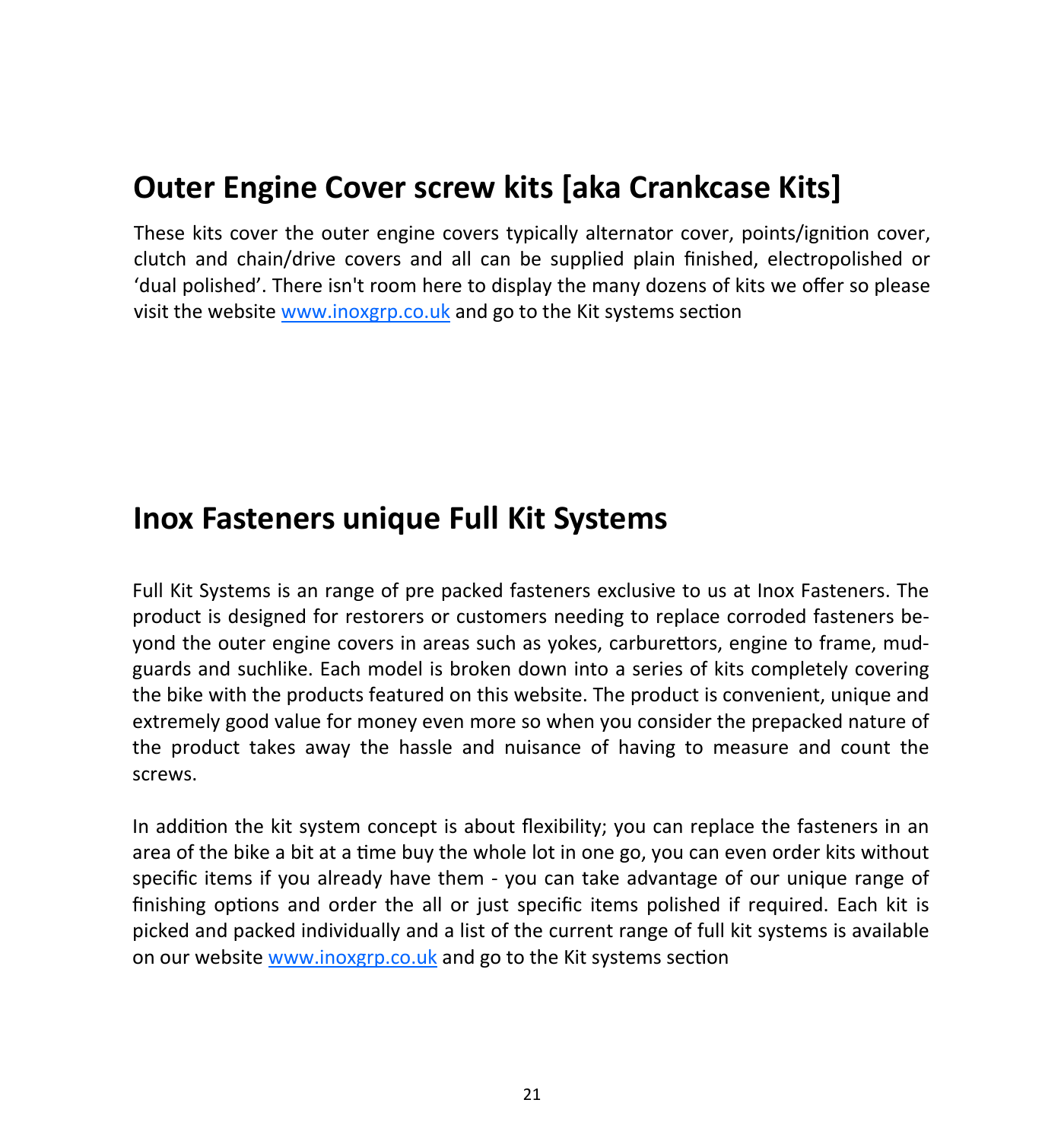## Outer Engine Cover screw kits [aka Crankcase Kits]

These kits cover the outer engine covers typically alternator cover, points/ignition cover, clutch and chain/drive covers and all can be supplied plain finished, electropolished or 'dual polished'. There isn't room here to display the many dozens of kits we offer so please visit the website [www.inoxgrp.co.uk](http://www.inoxgrp.co.uk) and go to the Kit systems section

## Inox Fasteners unique Full Kit Systems

Full Kit Systems is an range of pre packed fasteners exclusive to us at Inox Fasteners. The product is designed for restorers or customers needing to replace corroded fasteners beyond the outer engine covers in areas such as yokes, carburettors, engine to frame, mudguards and suchlike. Each model is broken down into a series of kits completely covering the bike with the products featured on this website. The product is convenient, unique and extremely good value for money even more so when you consider the prepacked nature of the product takes away the hassle and nuisance of having to measure and count the screws.

In addition the kit system concept is about flexibility; you can replace the fasteners in an area of the bike a bit at a time buy the whole lot in one go, you can even order kits without specific items if you already have them - you can take advantage of our unique range of finishing options and order the all or just specific items polished if required. Each kit is picked and packed individually and a list of the current range of full kit systems is available on our website [www.inoxgrp.co.uk](http://www.inoxgrp.co.uk) and go to the Kit systems section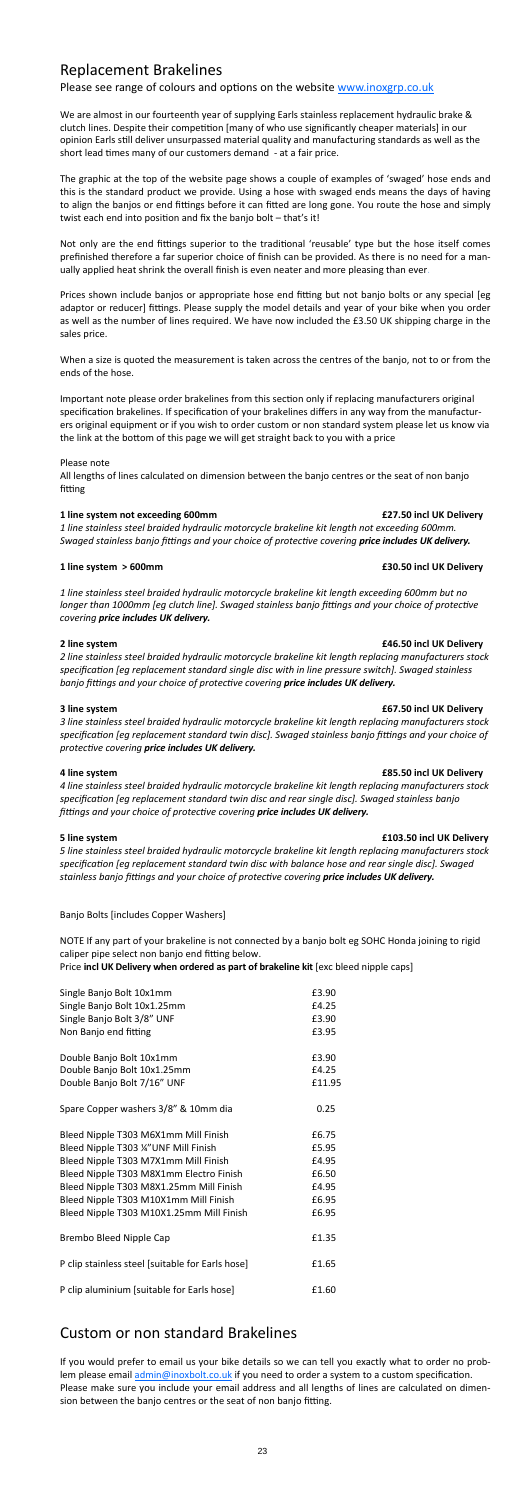## Replacement Brakelines

Please see range of colours and options on the website www.inoxgrp.co.uk

We are almost in our fourteenth year of supplying Earls stainless replacement hydraulic brake & clutch lines. Despite their competition [many of who use significantly cheaper materials] in our opinion Earls still deliver unsurpassed material quality and manufacturing standards as well as the short lead times many of our customers demand - at a fair price.

The graphic at the top of the website page shows a couple of examples of 'swaged' hose ends and this is the standard product we provide. Using a hose with swaged ends means the days of having to align the banjos or end fittings before it can fitted are long gone. You route the hose and simply twist each end into position and fix the banjo bolt – that's it!

Not only are the end fittings superior to the traditional 'reusable' type but the hose itself comes prefinished therefore a far superior choice of finish can be provided. As there is no need for a manually applied heat shrink the overall finish is even neater and more pleasing than ever

Prices shown include banjos or appropriate hose end fitting but not banjo bolts or any special [eg adaptor or reducer] fittings. Please supply the model details and year of your bike when you order as well as the number of lines required. We have now included the £3.50 UK shipping charge in the sales price.

When a size is quoted the measurement is taken across the centres of the banjo, not to or from the ends of the hose.

Important note please order brakelines from this section only if replacing manufacturers original specification brakelines. If specification of your brakelines differs in any way from the manufacturers original equipment or if you wish to order custom or non standard system please let us know via the link at the bottom of this page we will get straight back to you with a price

Please note
All lengths of lines calculated on dimension between the banjo centres or the seat of non banjo fitting

**1 line system not exceeding 600mm** — **£27.50 incl UK Delivery**

*1 line stainless steel braided hydraulic motorcycle brakeline kit length not exceeding 600mm. Swaged stainless banjo fittings and your choice of protective covering **price includes UK delivery.***

**1 line system > 600mm** — **£30.50 incl UK Delivery**

*1 line stainless steel braided hydraulic motorcycle brakeline kit length exceeding 600mm but no longer than 1000mm [eg clutch line]. Swaged stainless banjo fittings and your choice of protective covering **price includes UK delivery.***

**2 line system** — **£46.50 incl UK Delivery**

*2 line stainless steel braided hydraulic motorcycle brakeline kit length replacing manufacturers stock specification [eg replacement standard single disc with in line pressure switch]. Swaged stainless banjo fittings and your choice of protective covering **price includes UK delivery.***

**3 line system** — **£67.50 incl UK Delivery**

*3 line stainless steel braided hydraulic motorcycle brakeline kit length replacing manufacturers stock specification [eg replacement standard twin disc]. Swaged stainless banjo fittings and your choice of protective covering **price includes UK delivery.***

**4 line system** — **£85.50 incl UK Delivery**

*4 line stainless steel braided hydraulic motorcycle brakeline kit length replacing manufacturers stock specification [eg replacement standard twin disc and rear single disc]. Swaged stainless banjo fittings and your choice of protective covering **price includes UK delivery.***

**5 line system** — **£103.50 incl UK Delivery**

*5 line stainless steel braided hydraulic motorcycle brakeline kit length replacing manufacturers stock specification [eg replacement standard twin disc with balance hose and rear single disc]. Swaged stainless banjo fittings and your choice of protective covering **price includes UK delivery.***

Banjo Bolts [includes Copper Washers]

NOTE If any part of your brakeline is not connected by a banjo bolt eg SOHC Honda joining to rigid caliper pipe select non banjo end fitting below.
Price **incl UK Delivery when ordered as part of brakeline kit** [exc bleed nipple caps]

| Item | Price |
|---|---|
| Single Banjo Bolt 10x1mm | £3.90 |
| Single Banjo Bolt 10x1.25mm | £4.25 |
| Single Banjo Bolt 3/8" UNF | £3.90 |
| Non Banjo end fitting | £3.95 |
| Double Banjo Bolt 10x1mm | £3.90 |
| Double Banjo Bolt 10x1.25mm | £4.25 |
| Double Banjo Bolt 7/16" UNF | £11.95 |
| Spare Copper washers 3/8" & 10mm dia | 0.25 |
| Bleed Nipple T303 M6X1mm Mill Finish | £6.75 |
| Bleed Nipple T303 ¼"UNF Mill Finish | £5.95 |
| Bleed Nipple T303 M7X1mm Mill Finish | £4.95 |
| Bleed Nipple T303 M8X1mm Electro Finish | £6.50 |
| Bleed Nipple T303 M8X1.25mm Mill Finish | £4.95 |
| Bleed Nipple T303 M10X1mm Mill Finish | £6.95 |
| Bleed Nipple T303 M10X1.25mm Mill Finish | £6.95 |
| Brembo Bleed Nipple Cap | £1.35 |
| P clip stainless steel [suitable for Earls hose] | £1.65 |
| P clip aluminium [suitable for Earls hose] | £1.60 |

## Custom or non standard Brakelines

If you would prefer to email us your bike details so we can tell you exactly what to order no problem please email admin@inoxbolt.co.uk if you need to order a system to a custom specification. Please make sure you include your email address and all lengths of lines are calculated on dimension between the banjo centres or the seat of non banjo fitting.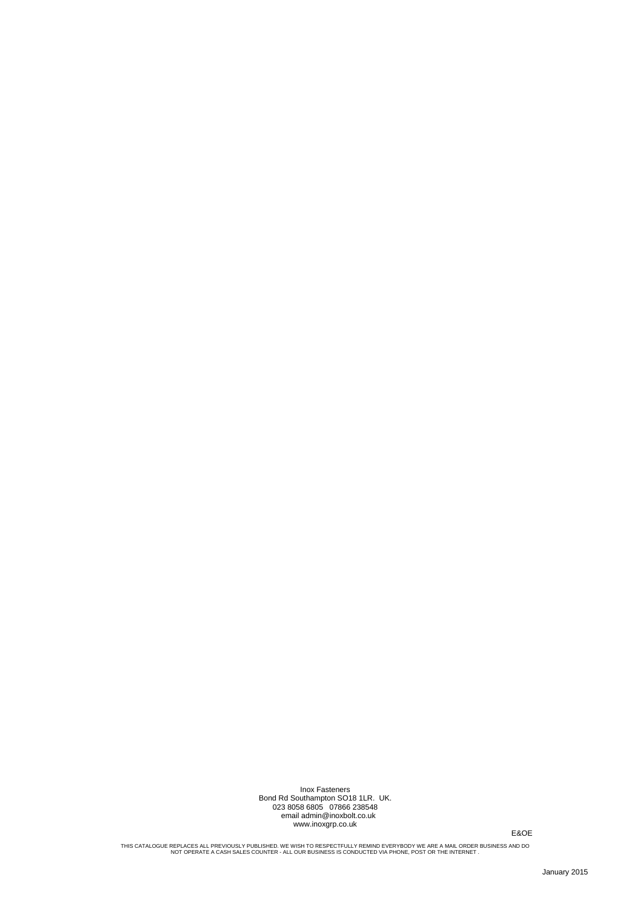Inox Fasteners
Bond Rd Southampton SO18 1LR. UK.
023 8058 6805 07866 238548
email admin@inoxbolt.co.uk
www.inoxgrp.co.uk

E&OE

THIS CATALOGUE REPLACES ALL PREVIOUSLY PUBLISHED. WE WISH TO RESPECTFULLY REMIND EVERYBODY WE ARE A MAIL ORDER BUSINESS AND DO NOT OPERATE A CASH SALES COUNTER - ALL OUR BUSINESS IS CONDUCTED VIA PHONE, POST OR THE INTERNET .

January 2015